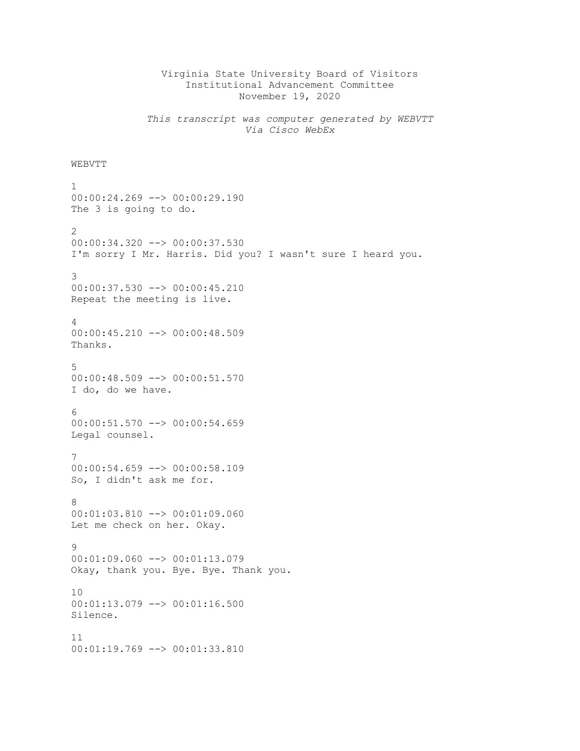Virginia State University Board of Visitors
Institutional Advancement Committee
November 19, 2020

*This transcript was computer generated by WEBVTT*
*Via Cisco WebEx*

WEBVTT

1
00:00:24.269 --> 00:00:29.190
The 3 is going to do.

2
00:00:34.320 --> 00:00:37.530
I'm sorry I Mr. Harris. Did you? I wasn't sure I heard you.

3
00:00:37.530 --> 00:00:45.210
Repeat the meeting is live.

4
00:00:45.210 --> 00:00:48.509
Thanks.

5
00:00:48.509 --> 00:00:51.570
I do, do we have.

6
00:00:51.570 --> 00:00:54.659
Legal counsel.

7
00:00:54.659 --> 00:00:58.109
So, I didn't ask me for.

8
00:01:03.810 --> 00:01:09.060
Let me check on her. Okay.

9
00:01:09.060 --> 00:01:13.079
Okay, thank you. Bye. Bye. Thank you.

10
00:01:13.079 --> 00:01:16.500
Silence.

11
00:01:19.769 --> 00:01:33.810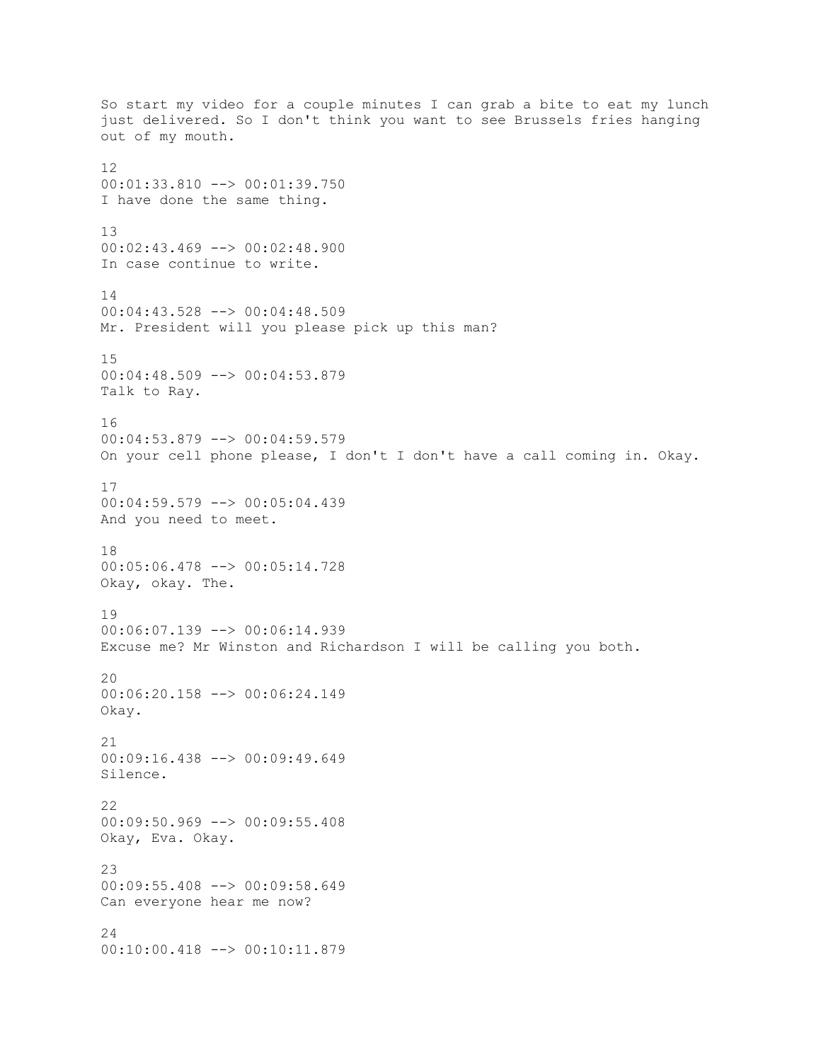So start my video for a couple minutes I can grab a bite to eat my lunch just delivered. So I don't think you want to see Brussels fries hanging out of my mouth.

12
00:01:33.810 --> 00:01:39.750
I have done the same thing.

13
00:02:43.469 --> 00:02:48.900
In case continue to write.

14
00:04:43.528 --> 00:04:48.509
Mr. President will you please pick up this man?

15
00:04:48.509 --> 00:04:53.879
Talk to Ray.

16
00:04:53.879 --> 00:04:59.579
On your cell phone please, I don't I don't have a call coming in. Okay.

17
00:04:59.579 --> 00:05:04.439
And you need to meet.

18
00:05:06.478 --> 00:05:14.728
Okay, okay. The.

19
00:06:07.139 --> 00:06:14.939
Excuse me? Mr Winston and Richardson I will be calling you both.

20
00:06:20.158 --> 00:06:24.149
Okay.

21
00:09:16.438 --> 00:09:49.649
Silence.

22
00:09:50.969 --> 00:09:55.408
Okay, Eva. Okay.

23
00:09:55.408 --> 00:09:58.649
Can everyone hear me now?

24
00:10:00.418 --> 00:10:11.879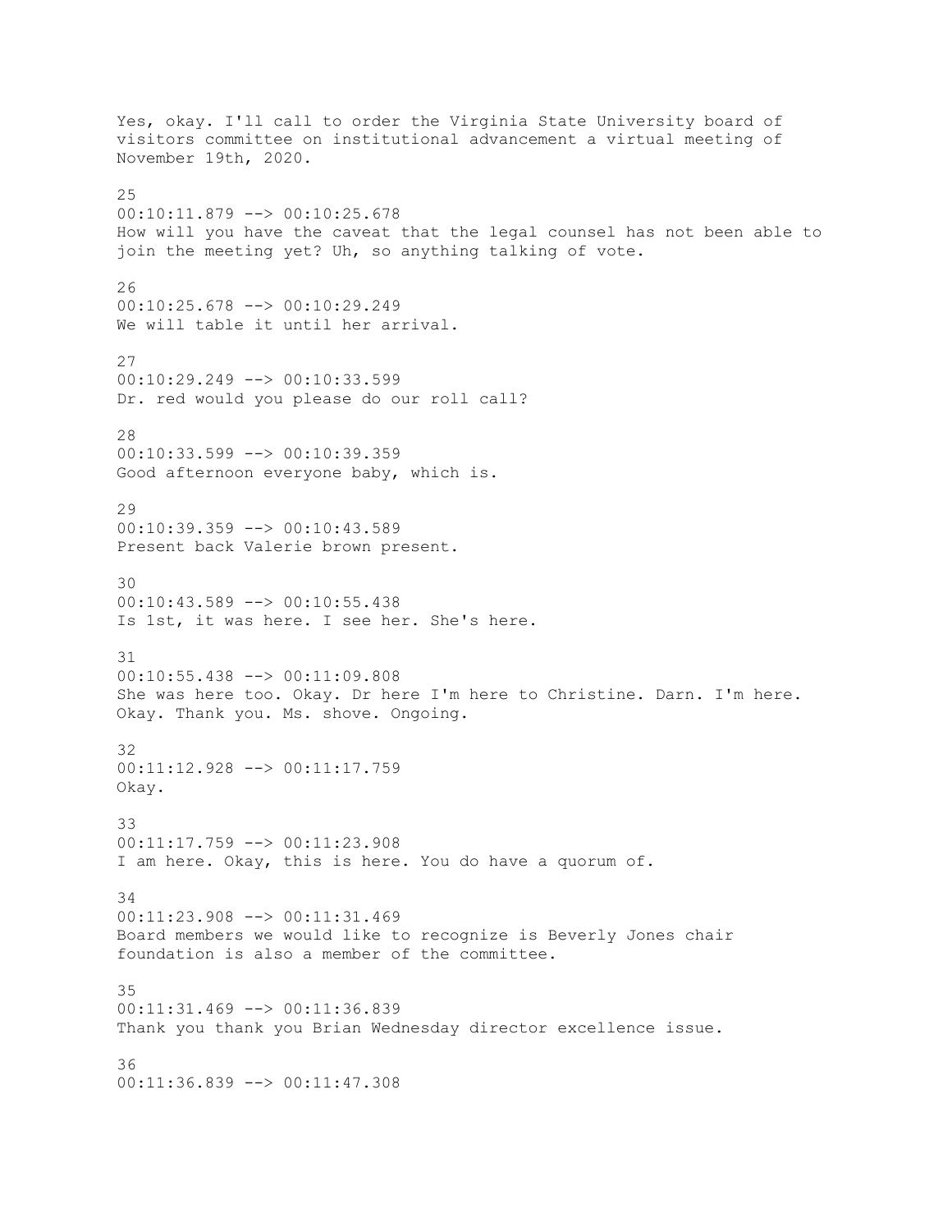Yes, okay. I'll call to order the Virginia State University board of visitors committee on institutional advancement a virtual meeting of November 19th, 2020.

25
00:10:11.879 --> 00:10:25.678
How will you have the caveat that the legal counsel has not been able to join the meeting yet? Uh, so anything talking of vote.

26
00:10:25.678 --> 00:10:29.249
We will table it until her arrival.

27
00:10:29.249 --> 00:10:33.599
Dr. red would you please do our roll call?

28
00:10:33.599 --> 00:10:39.359
Good afternoon everyone baby, which is.

29
00:10:39.359 --> 00:10:43.589
Present back Valerie brown present.

30
00:10:43.589 --> 00:10:55.438
Is 1st, it was here. I see her. She's here.

31
00:10:55.438 --> 00:11:09.808
She was here too. Okay. Dr here I'm here to Christine. Darn. I'm here. Okay. Thank you. Ms. shove. Ongoing.

32
00:11:12.928 --> 00:11:17.759
Okay.

33
00:11:17.759 --> 00:11:23.908
I am here. Okay, this is here. You do have a quorum of.

34
00:11:23.908 --> 00:11:31.469
Board members we would like to recognize is Beverly Jones chair foundation is also a member of the committee.

35
00:11:31.469 --> 00:11:36.839
Thank you thank you Brian Wednesday director excellence issue.

36
00:11:36.839 --> 00:11:47.308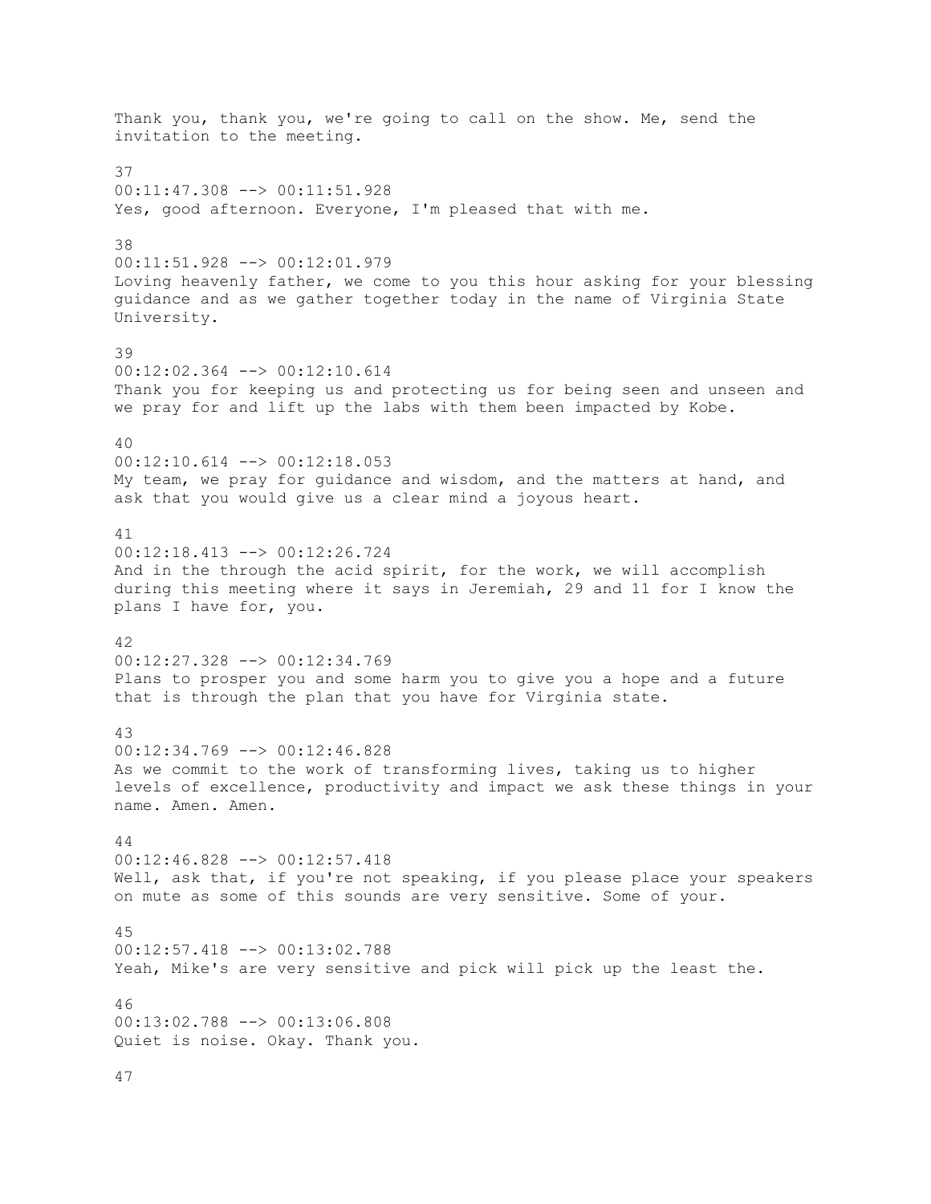Thank you, thank you, we're going to call on the show. Me, send the invitation to the meeting.

37
00:11:47.308 --> 00:11:51.928
Yes, good afternoon. Everyone, I'm pleased that with me.

38
00:11:51.928 --> 00:12:01.979
Loving heavenly father, we come to you this hour asking for your blessing guidance and as we gather together today in the name of Virginia State University.

39
00:12:02.364 --> 00:12:10.614
Thank you for keeping us and protecting us for being seen and unseen and we pray for and lift up the labs with them been impacted by Kobe.

40
00:12:10.614 --> 00:12:18.053
My team, we pray for guidance and wisdom, and the matters at hand, and ask that you would give us a clear mind a joyous heart.

41
00:12:18.413 --> 00:12:26.724
And in the through the acid spirit, for the work, we will accomplish during this meeting where it says in Jeremiah, 29 and 11 for I know the plans I have for, you.

42
00:12:27.328 --> 00:12:34.769
Plans to prosper you and some harm you to give you a hope and a future that is through the plan that you have for Virginia state.

43
00:12:34.769 --> 00:12:46.828
As we commit to the work of transforming lives, taking us to higher levels of excellence, productivity and impact we ask these things in your name. Amen. Amen.

44
00:12:46.828 --> 00:12:57.418
Well, ask that, if you're not speaking, if you please place your speakers on mute as some of this sounds are very sensitive. Some of your.

45
00:12:57.418 --> 00:13:02.788
Yeah, Mike's are very sensitive and pick will pick up the least the.

46
00:13:02.788 --> 00:13:06.808
Quiet is noise. Okay. Thank you.

47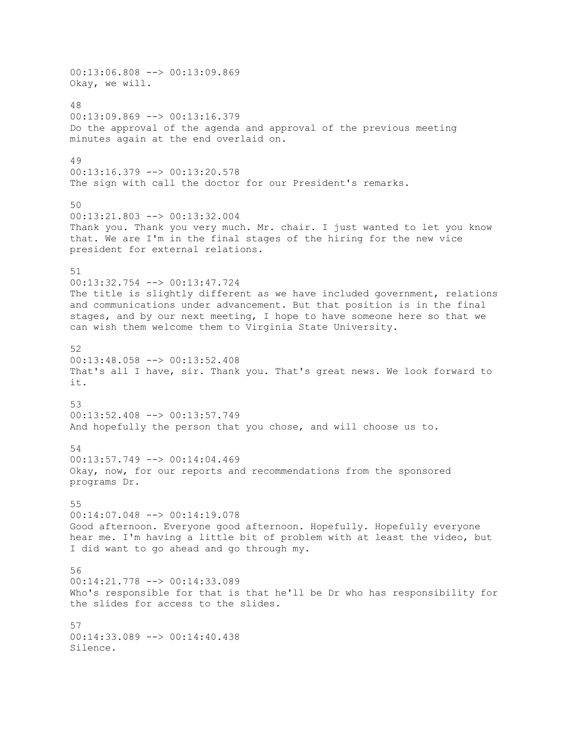00:13:06.808 --> 00:13:09.869
Okay, we will.

48
00:13:09.869 --> 00:13:16.379
Do the approval of the agenda and approval of the previous meeting minutes again at the end overlaid on.

49
00:13:16.379 --> 00:13:20.578
The sign with call the doctor for our President's remarks.

50
00:13:21.803 --> 00:13:32.004
Thank you. Thank you very much. Mr. chair. I just wanted to let you know that. We are I'm in the final stages of the hiring for the new vice president for external relations.

51
00:13:32.754 --> 00:13:47.724
The title is slightly different as we have included government, relations and communications under advancement. But that position is in the final stages, and by our next meeting, I hope to have someone here so that we can wish them welcome them to Virginia State University.

52
00:13:48.058 --> 00:13:52.408
That's all I have, sir. Thank you. That's great news. We look forward to it.

53
00:13:52.408 --> 00:13:57.749
And hopefully the person that you chose, and will choose us to.

54
00:13:57.749 --> 00:14:04.469
Okay, now, for our reports and recommendations from the sponsored programs Dr.

55
00:14:07.048 --> 00:14:19.078
Good afternoon. Everyone good afternoon. Hopefully. Hopefully everyone hear me. I'm having a little bit of problem with at least the video, but I did want to go ahead and go through my.

56
00:14:21.778 --> 00:14:33.089
Who's responsible for that is that he'll be Dr who has responsibility for the slides for access to the slides.

57
00:14:33.089 --> 00:14:40.438
Silence.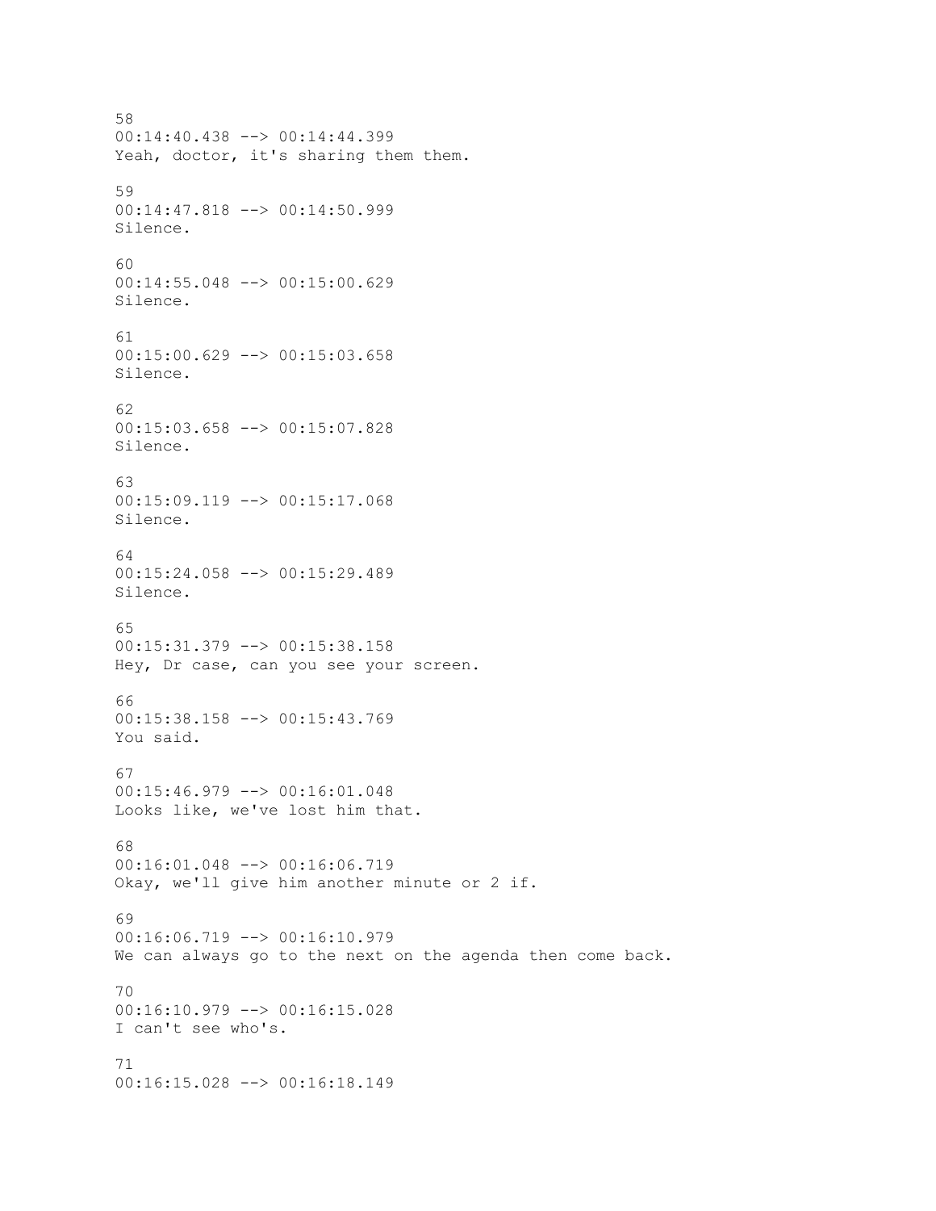58
00:14:40.438 --> 00:14:44.399
Yeah, doctor, it's sharing them them.

59
00:14:47.818 --> 00:14:50.999
Silence.

60
00:14:55.048 --> 00:15:00.629
Silence.

61
00:15:00.629 --> 00:15:03.658
Silence.

62
00:15:03.658 --> 00:15:07.828
Silence.

63
00:15:09.119 --> 00:15:17.068
Silence.

64
00:15:24.058 --> 00:15:29.489
Silence.

65
00:15:31.379 --> 00:15:38.158
Hey, Dr case, can you see your screen.

66
00:15:38.158 --> 00:15:43.769
You said.

67
00:15:46.979 --> 00:16:01.048
Looks like, we've lost him that.

68
00:16:01.048 --> 00:16:06.719
Okay, we'll give him another minute or 2 if.

69
00:16:06.719 --> 00:16:10.979
We can always go to the next on the agenda then come back.

70
00:16:10.979 --> 00:16:15.028
I can't see who's.

71
00:16:15.028 --> 00:16:18.149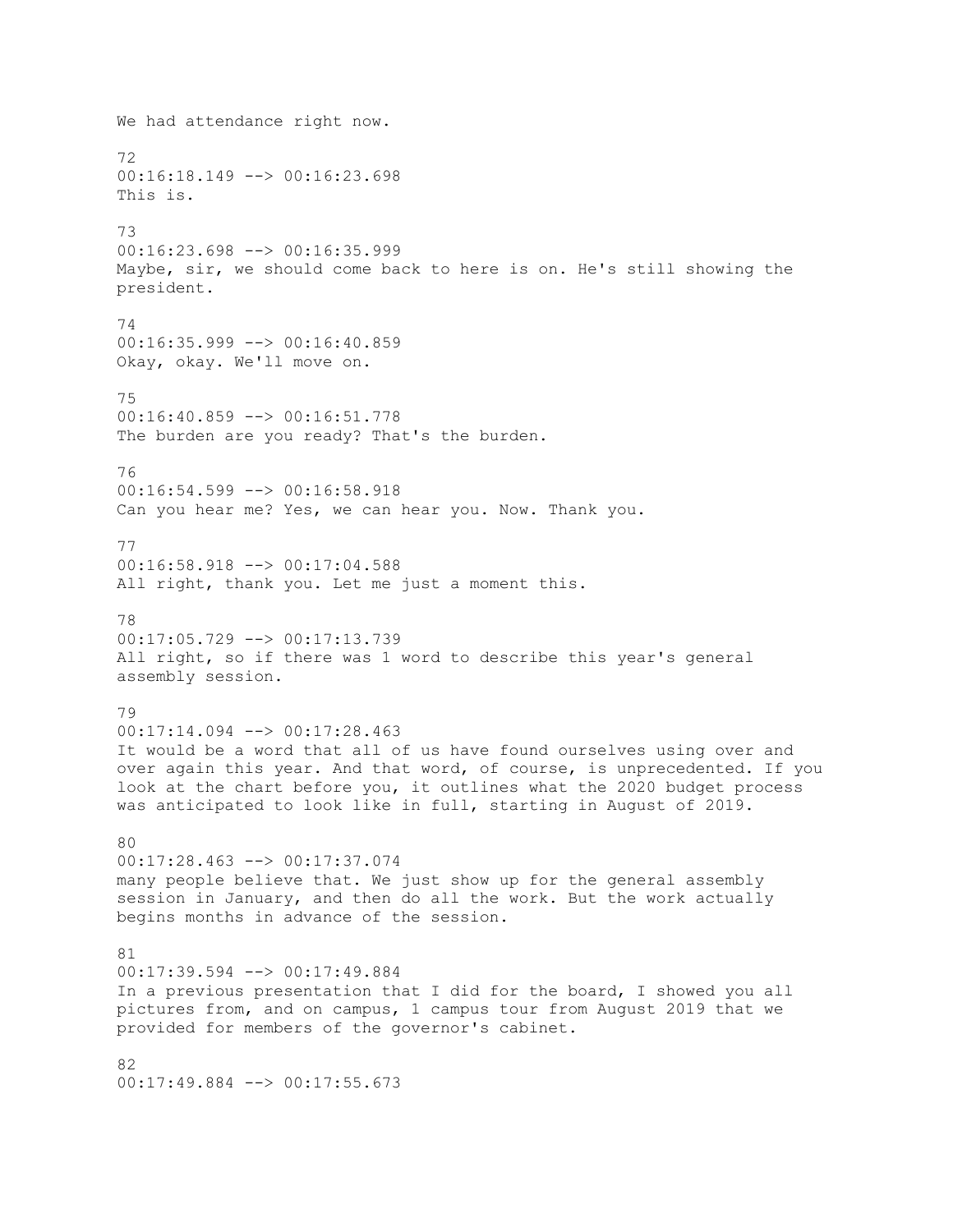We had attendance right now.

72
00:16:18.149 --> 00:16:23.698
This is.

73
00:16:23.698 --> 00:16:35.999
Maybe, sir, we should come back to here is on. He's still showing the president.

74
00:16:35.999 --> 00:16:40.859
Okay, okay. We'll move on.

75
00:16:40.859 --> 00:16:51.778
The burden are you ready? That's the burden.

76
00:16:54.599 --> 00:16:58.918
Can you hear me? Yes, we can hear you. Now. Thank you.

77
00:16:58.918 --> 00:17:04.588
All right, thank you. Let me just a moment this.

78
00:17:05.729 --> 00:17:13.739
All right, so if there was 1 word to describe this year's general assembly session.

79
00:17:14.094 --> 00:17:28.463
It would be a word that all of us have found ourselves using over and over again this year. And that word, of course, is unprecedented. If you look at the chart before you, it outlines what the 2020 budget process was anticipated to look like in full, starting in August of 2019.

80
00:17:28.463 --> 00:17:37.074
many people believe that. We just show up for the general assembly session in January, and then do all the work. But the work actually begins months in advance of the session.

81
00:17:39.594 --> 00:17:49.884
In a previous presentation that I did for the board, I showed you all pictures from, and on campus, 1 campus tour from August 2019 that we provided for members of the governor's cabinet.

82
00:17:49.884 --> 00:17:55.673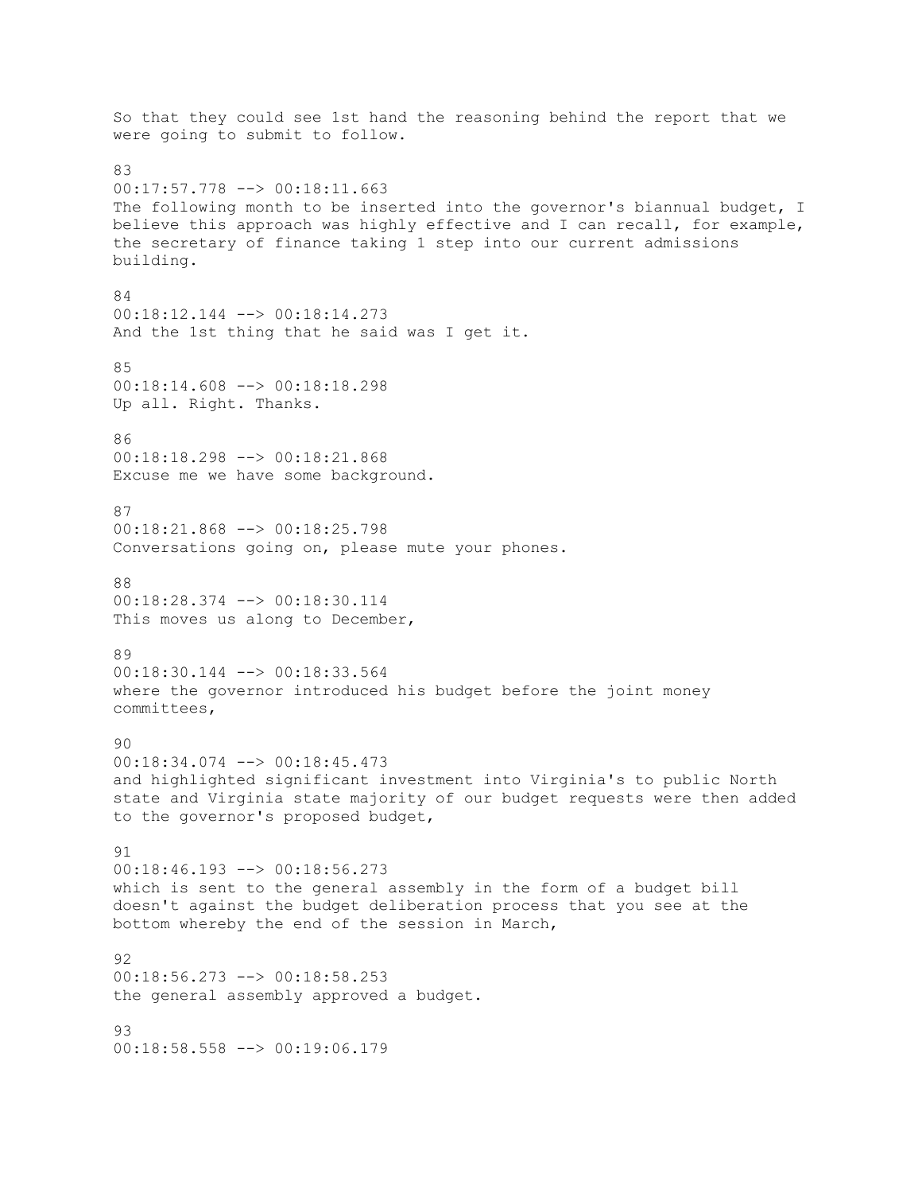So that they could see 1st hand the reasoning behind the report that we were going to submit to follow.

83
00:17:57.778 --> 00:18:11.663
The following month to be inserted into the governor's biannual budget, I believe this approach was highly effective and I can recall, for example, the secretary of finance taking 1 step into our current admissions building.

84
00:18:12.144 --> 00:18:14.273
And the 1st thing that he said was I get it.

85
00:18:14.608 --> 00:18:18.298
Up all. Right. Thanks.

86
00:18:18.298 --> 00:18:21.868
Excuse me we have some background.

87
00:18:21.868 --> 00:18:25.798
Conversations going on, please mute your phones.

88
00:18:28.374 --> 00:18:30.114
This moves us along to December,

89
00:18:30.144 --> 00:18:33.564
where the governor introduced his budget before the joint money committees,

90
00:18:34.074 --> 00:18:45.473
and highlighted significant investment into Virginia's to public North state and Virginia state majority of our budget requests were then added to the governor's proposed budget,

91
00:18:46.193 --> 00:18:56.273
which is sent to the general assembly in the form of a budget bill doesn't against the budget deliberation process that you see at the bottom whereby the end of the session in March,

92
00:18:56.273 --> 00:18:58.253
the general assembly approved a budget.

93
00:18:58.558 --> 00:19:06.179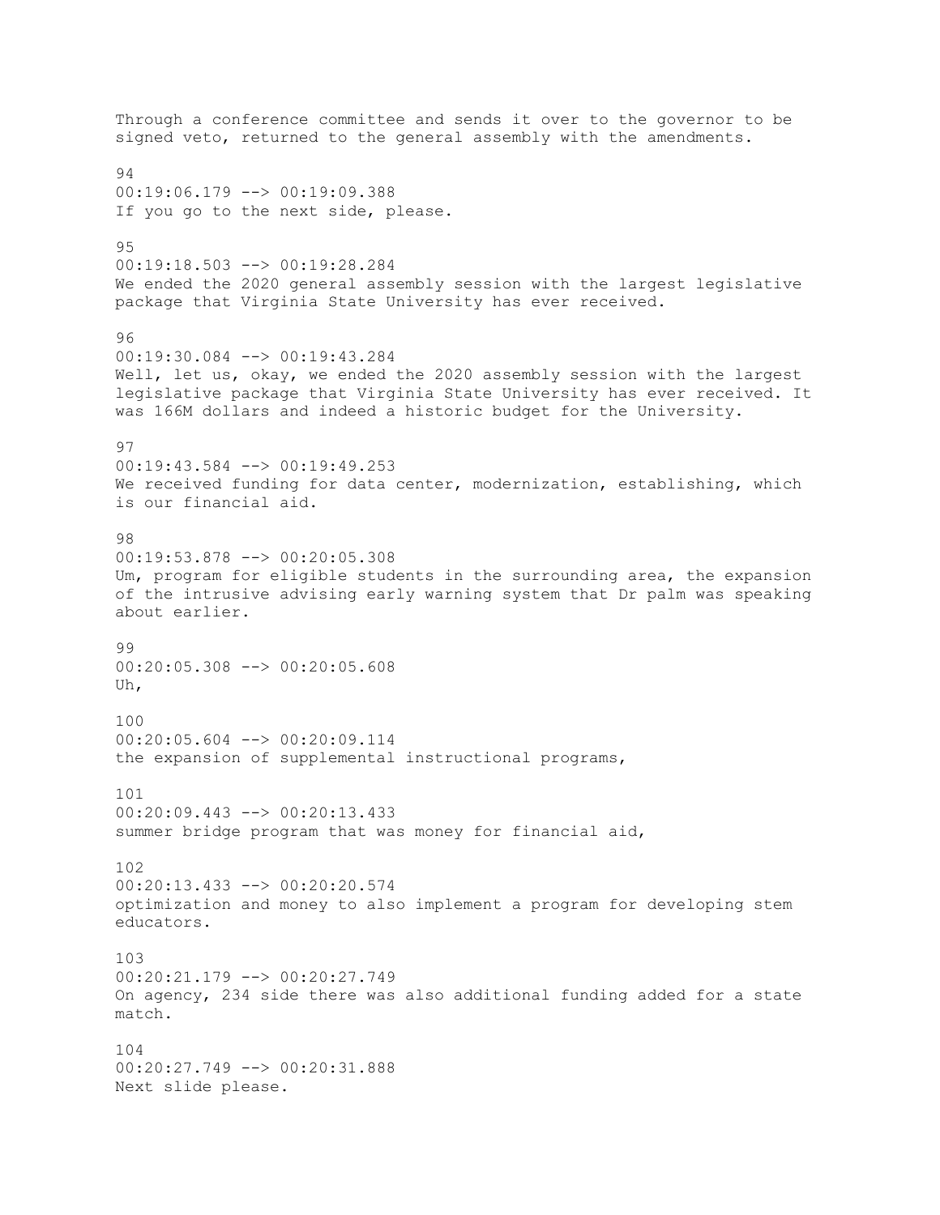Through a conference committee and sends it over to the governor to be signed veto, returned to the general assembly with the amendments.

94
00:19:06.179 --> 00:19:09.388
If you go to the next side, please.

95
00:19:18.503 --> 00:19:28.284
We ended the 2020 general assembly session with the largest legislative package that Virginia State University has ever received.

96
00:19:30.084 --> 00:19:43.284
Well, let us, okay, we ended the 2020 assembly session with the largest legislative package that Virginia State University has ever received. It was 166M dollars and indeed a historic budget for the University.

97
00:19:43.584 --> 00:19:49.253
We received funding for data center, modernization, establishing, which is our financial aid.

98
00:19:53.878 --> 00:20:05.308
Um, program for eligible students in the surrounding area, the expansion of the intrusive advising early warning system that Dr palm was speaking about earlier.

99
00:20:05.308 --> 00:20:05.608
Uh,

100
00:20:05.604 --> 00:20:09.114
the expansion of supplemental instructional programs,

101
00:20:09.443 --> 00:20:13.433
summer bridge program that was money for financial aid,

102
00:20:13.433 --> 00:20:20.574
optimization and money to also implement a program for developing stem educators.

103
00:20:21.179 --> 00:20:27.749
On agency, 234 side there was also additional funding added for a state match.

104
00:20:27.749 --> 00:20:31.888
Next slide please.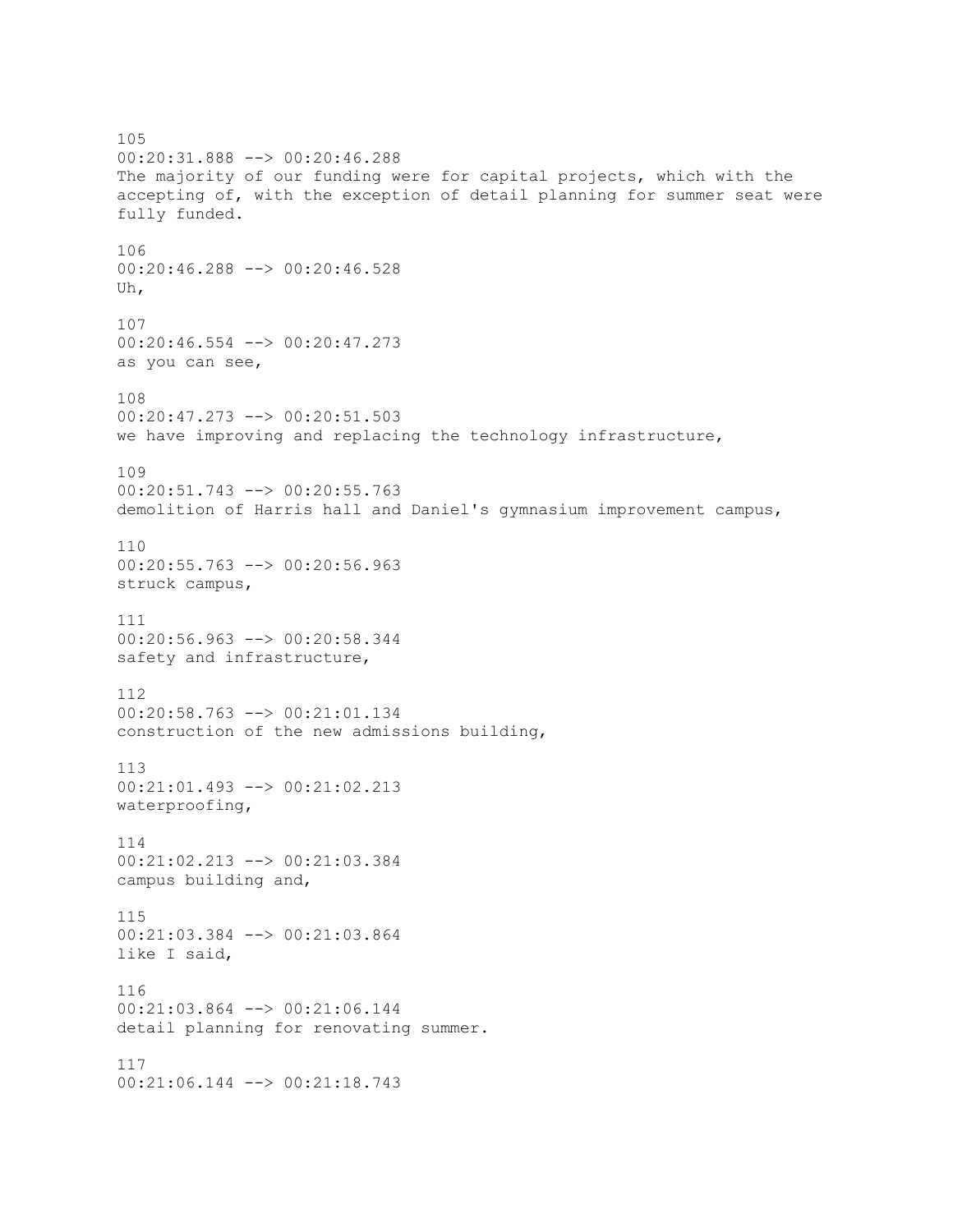105
00:20:31.888 --> 00:20:46.288
The majority of our funding were for capital projects, which with the accepting of, with the exception of detail planning for summer seat were fully funded.

106
00:20:46.288 --> 00:20:46.528
Uh,

107
00:20:46.554 --> 00:20:47.273
as you can see,

108
00:20:47.273 --> 00:20:51.503
we have improving and replacing the technology infrastructure,

109
00:20:51.743 --> 00:20:55.763
demolition of Harris hall and Daniel's gymnasium improvement campus,

110
00:20:55.763 --> 00:20:56.963
struck campus,

111
00:20:56.963 --> 00:20:58.344
safety and infrastructure,

112
00:20:58.763 --> 00:21:01.134
construction of the new admissions building,

113
00:21:01.493 --> 00:21:02.213
waterproofing,

114
00:21:02.213 --> 00:21:03.384
campus building and,

115
00:21:03.384 --> 00:21:03.864
like I said,

116
00:21:03.864 --> 00:21:06.144
detail planning for renovating summer.

117
00:21:06.144 --> 00:21:18.743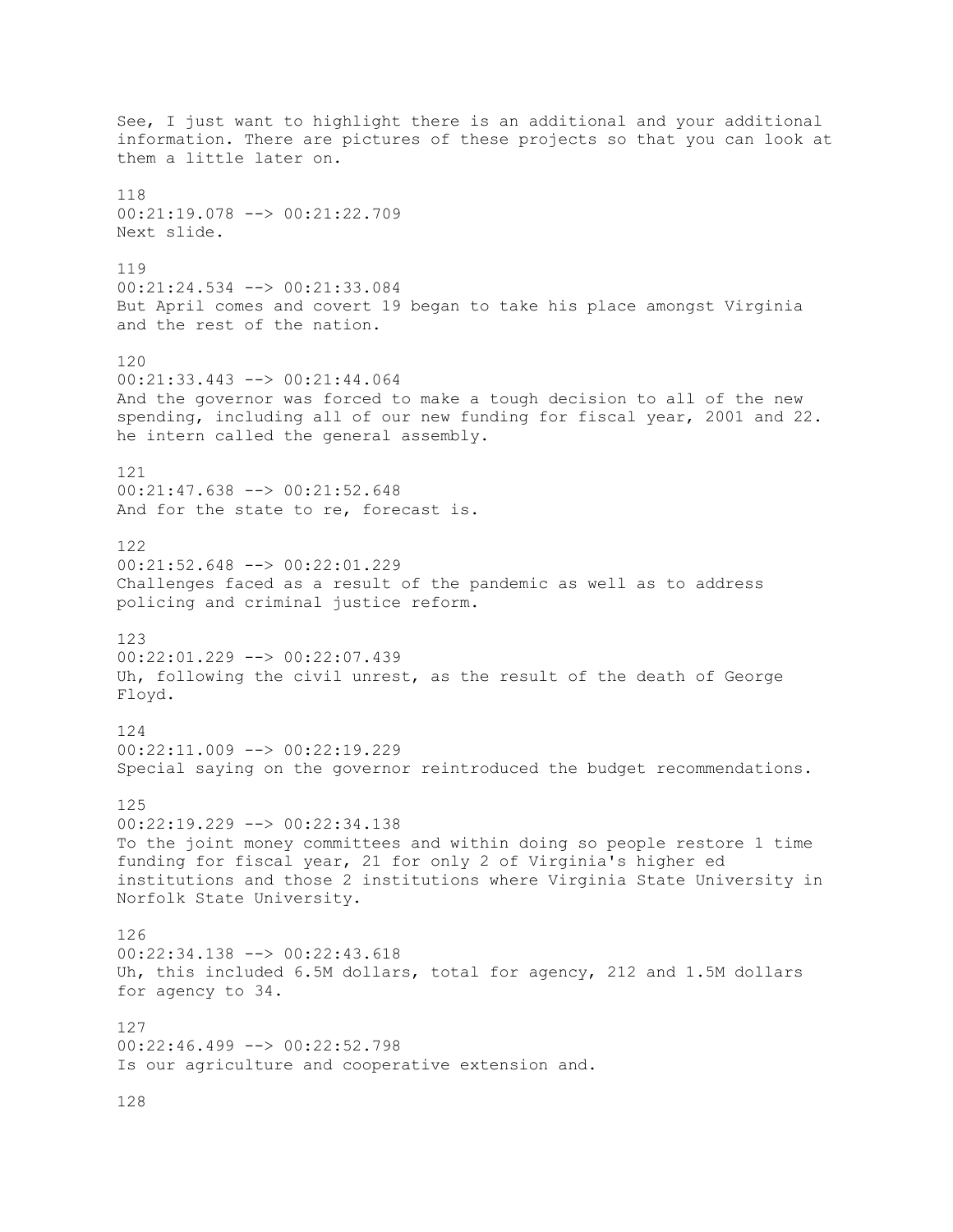See, I just want to highlight there is an additional and your additional information. There are pictures of these projects so that you can look at them a little later on.

118
00:21:19.078 --> 00:21:22.709
Next slide.

119
00:21:24.534 --> 00:21:33.084
But April comes and covert 19 began to take his place amongst Virginia and the rest of the nation.

120
00:21:33.443 --> 00:21:44.064
And the governor was forced to make a tough decision to all of the new spending, including all of our new funding for fiscal year, 2001 and 22. he intern called the general assembly.

121
00:21:47.638 --> 00:21:52.648
And for the state to re, forecast is.

122
00:21:52.648 --> 00:22:01.229
Challenges faced as a result of the pandemic as well as to address policing and criminal justice reform.

123
00:22:01.229 --> 00:22:07.439
Uh, following the civil unrest, as the result of the death of George Floyd.

124
00:22:11.009 --> 00:22:19.229
Special saying on the governor reintroduced the budget recommendations.

125
00:22:19.229 --> 00:22:34.138
To the joint money committees and within doing so people restore 1 time funding for fiscal year, 21 for only 2 of Virginia's higher ed institutions and those 2 institutions where Virginia State University in Norfolk State University.

126
00:22:34.138 --> 00:22:43.618
Uh, this included 6.5M dollars, total for agency, 212 and 1.5M dollars for agency to 34.

127
00:22:46.499 --> 00:22:52.798
Is our agriculture and cooperative extension and.

128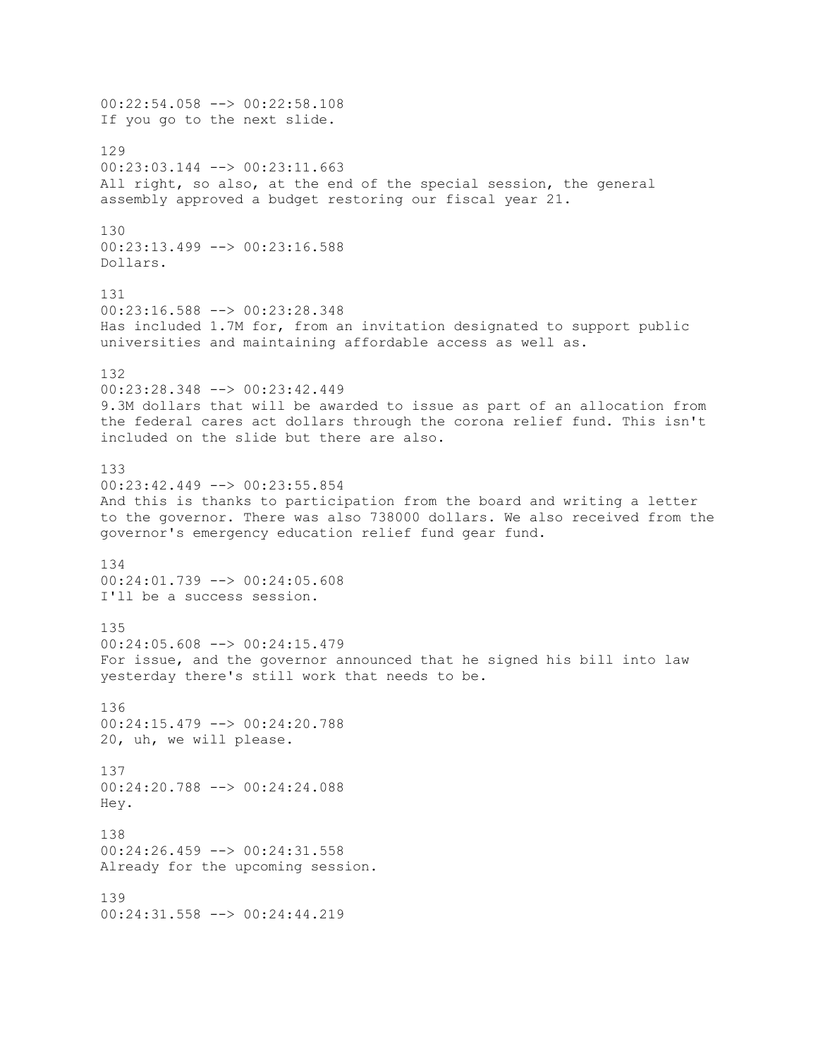00:22:54.058 --> 00:22:58.108
If you go to the next slide.

129
00:23:03.144 --> 00:23:11.663
All right, so also, at the end of the special session, the general assembly approved a budget restoring our fiscal year 21.

130
00:23:13.499 --> 00:23:16.588
Dollars.

131
00:23:16.588 --> 00:23:28.348
Has included 1.7M for, from an invitation designated to support public universities and maintaining affordable access as well as.

132
00:23:28.348 --> 00:23:42.449
9.3M dollars that will be awarded to issue as part of an allocation from the federal cares act dollars through the corona relief fund. This isn't included on the slide but there are also.

133
00:23:42.449 --> 00:23:55.854
And this is thanks to participation from the board and writing a letter to the governor. There was also 738000 dollars. We also received from the governor's emergency education relief fund gear fund.

134
00:24:01.739 --> 00:24:05.608
I'll be a success session.

135
00:24:05.608 --> 00:24:15.479
For issue, and the governor announced that he signed his bill into law yesterday there's still work that needs to be.

136
00:24:15.479 --> 00:24:20.788
20, uh, we will please.

137
00:24:20.788 --> 00:24:24.088
Hey.

138
00:24:26.459 --> 00:24:31.558
Already for the upcoming session.

139
00:24:31.558 --> 00:24:44.219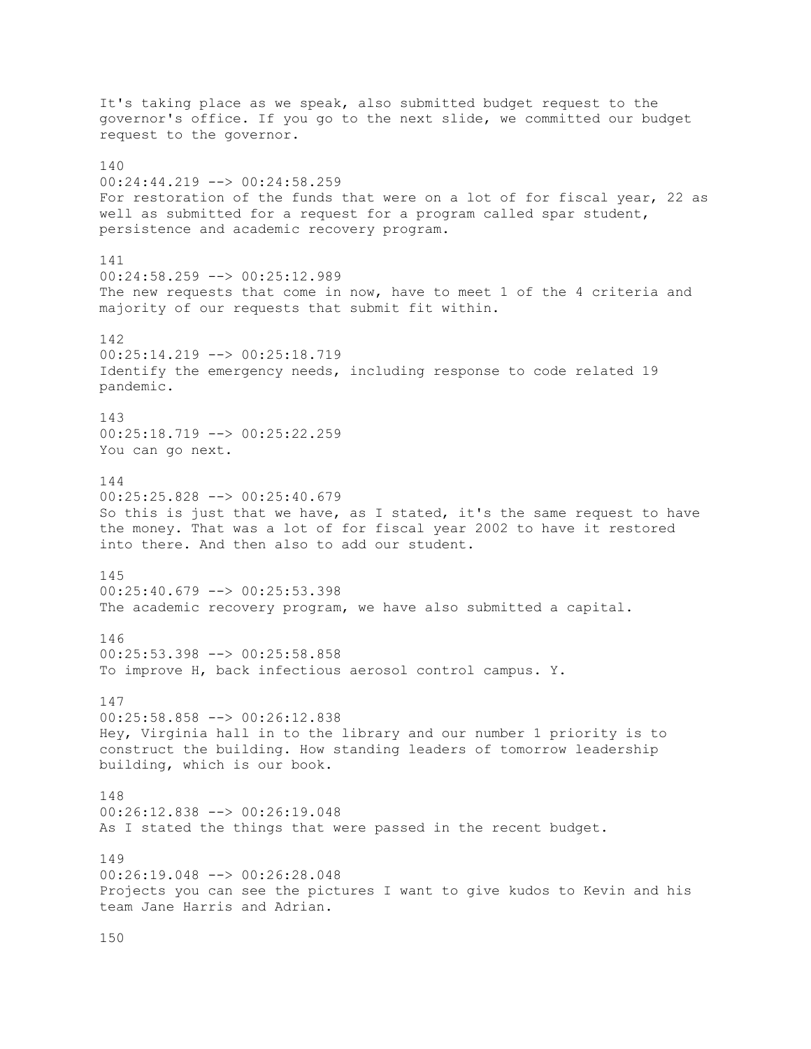It's taking place as we speak, also submitted budget request to the governor's office. If you go to the next slide, we committed our budget request to the governor.

140
00:24:44.219 --> 00:24:58.259
For restoration of the funds that were on a lot of for fiscal year, 22 as well as submitted for a request for a program called spar student, persistence and academic recovery program.

141
00:24:58.259 --> 00:25:12.989
The new requests that come in now, have to meet 1 of the 4 criteria and majority of our requests that submit fit within.

142
00:25:14.219 --> 00:25:18.719
Identify the emergency needs, including response to code related 19 pandemic.

143
00:25:18.719 --> 00:25:22.259
You can go next.

144
00:25:25.828 --> 00:25:40.679
So this is just that we have, as I stated, it's the same request to have the money. That was a lot of for fiscal year 2002 to have it restored into there. And then also to add our student.

145
00:25:40.679 --> 00:25:53.398
The academic recovery program, we have also submitted a capital.

146
00:25:53.398 --> 00:25:58.858
To improve H, back infectious aerosol control campus. Y.

147
00:25:58.858 --> 00:26:12.838
Hey, Virginia hall in to the library and our number 1 priority is to construct the building. How standing leaders of tomorrow leadership building, which is our book.

148
00:26:12.838 --> 00:26:19.048
As I stated the things that were passed in the recent budget.

149
00:26:19.048 --> 00:26:28.048
Projects you can see the pictures I want to give kudos to Kevin and his team Jane Harris and Adrian.

150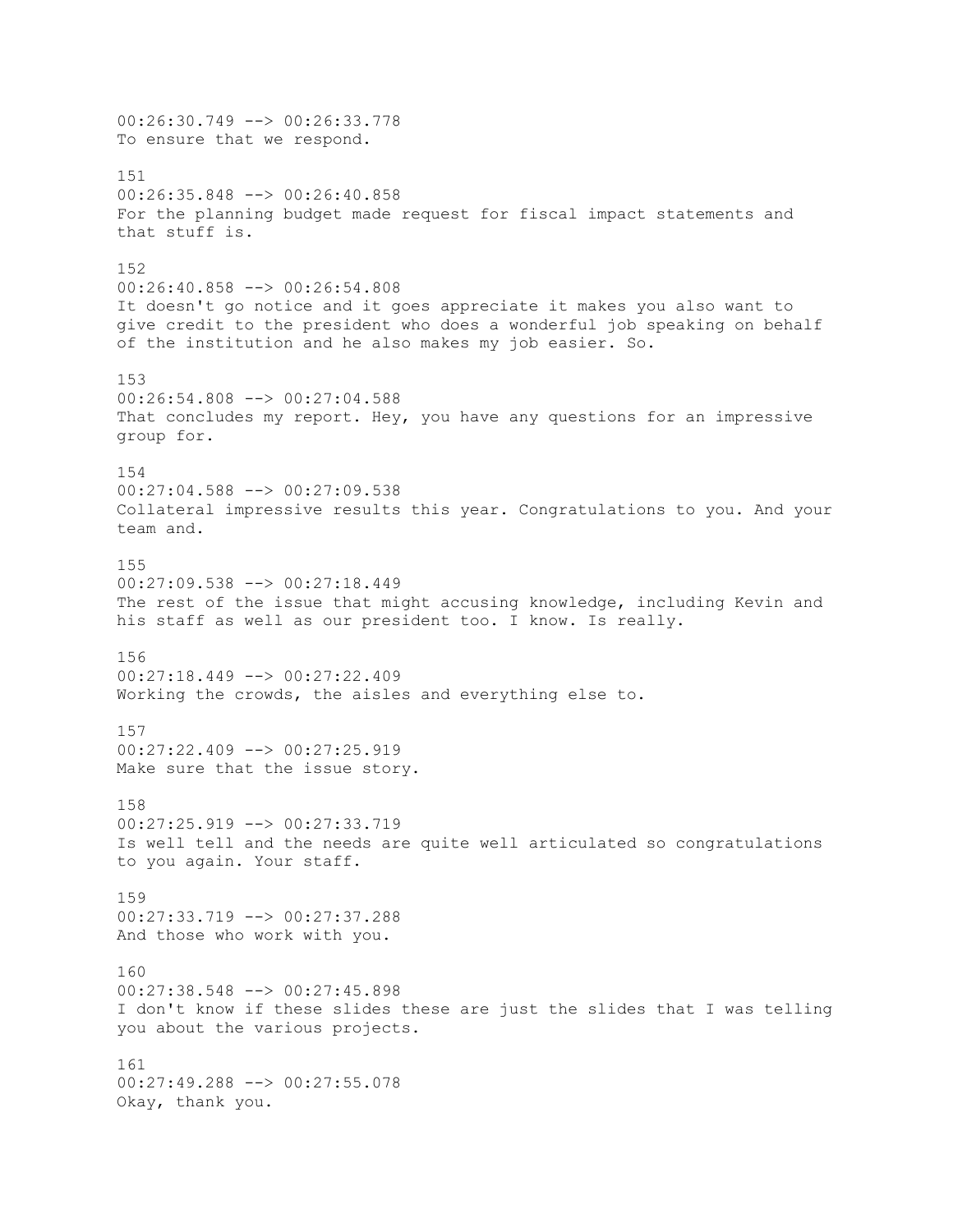00:26:30.749 --> 00:26:33.778
To ensure that we respond.

151
00:26:35.848 --> 00:26:40.858
For the planning budget made request for fiscal impact statements and that stuff is.

152
00:26:40.858 --> 00:26:54.808
It doesn't go notice and it goes appreciate it makes you also want to give credit to the president who does a wonderful job speaking on behalf of the institution and he also makes my job easier. So.

153
00:26:54.808 --> 00:27:04.588
That concludes my report. Hey, you have any questions for an impressive group for.

154
00:27:04.588 --> 00:27:09.538
Collateral impressive results this year. Congratulations to you. And your team and.

155
00:27:09.538 --> 00:27:18.449
The rest of the issue that might accusing knowledge, including Kevin and his staff as well as our president too. I know. Is really.

156
00:27:18.449 --> 00:27:22.409
Working the crowds, the aisles and everything else to.

157
00:27:22.409 --> 00:27:25.919
Make sure that the issue story.

158
00:27:25.919 --> 00:27:33.719
Is well tell and the needs are quite well articulated so congratulations to you again. Your staff.

159
00:27:33.719 --> 00:27:37.288
And those who work with you.

160
00:27:38.548 --> 00:27:45.898
I don't know if these slides these are just the slides that I was telling you about the various projects.

161
00:27:49.288 --> 00:27:55.078
Okay, thank you.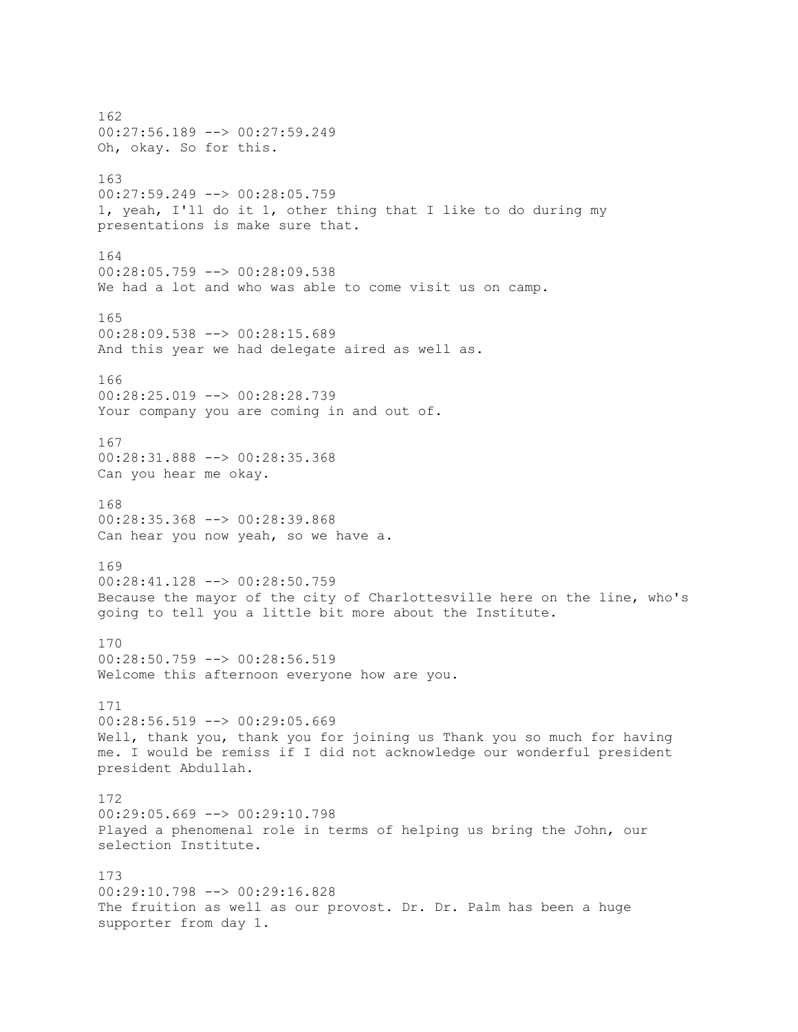162
00:27:56.189 --> 00:27:59.249
Oh, okay. So for this.

163
00:27:59.249 --> 00:28:05.759
1, yeah, I'll do it 1, other thing that I like to do during my presentations is make sure that.

164
00:28:05.759 --> 00:28:09.538
We had a lot and who was able to come visit us on camp.

165
00:28:09.538 --> 00:28:15.689
And this year we had delegate aired as well as.

166
00:28:25.019 --> 00:28:28.739
Your company you are coming in and out of.

167
00:28:31.888 --> 00:28:35.368
Can you hear me okay.

168
00:28:35.368 --> 00:28:39.868
Can hear you now yeah, so we have a.

169
00:28:41.128 --> 00:28:50.759
Because the mayor of the city of Charlottesville here on the line, who's going to tell you a little bit more about the Institute.

170
00:28:50.759 --> 00:28:56.519
Welcome this afternoon everyone how are you.

171
00:28:56.519 --> 00:29:05.669
Well, thank you, thank you for joining us Thank you so much for having me. I would be remiss if I did not acknowledge our wonderful president president Abdullah.

172
00:29:05.669 --> 00:29:10.798
Played a phenomenal role in terms of helping us bring the John, our selection Institute.

173
00:29:10.798 --> 00:29:16.828
The fruition as well as our provost. Dr. Dr. Palm has been a huge supporter from day 1.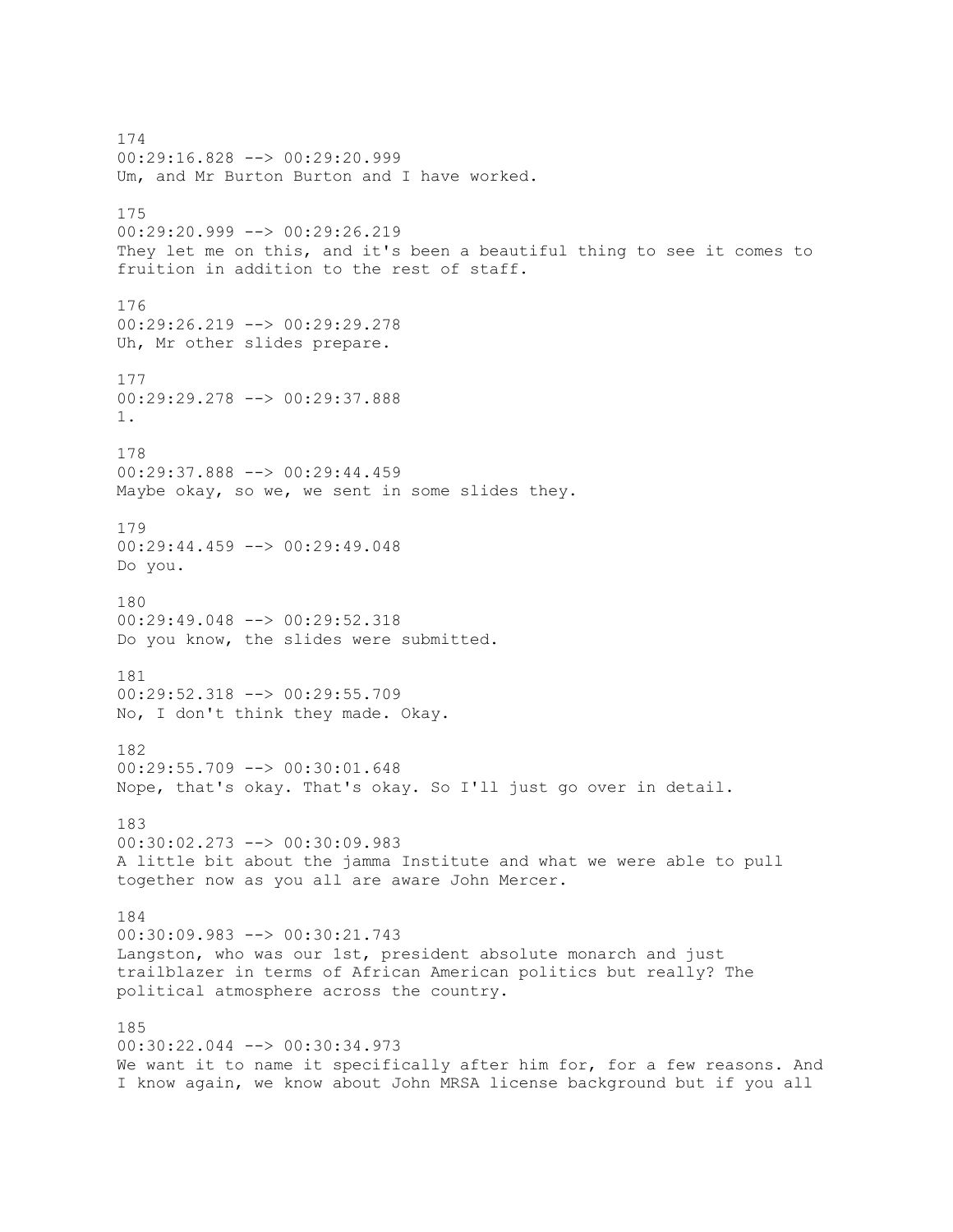174
00:29:16.828 --> 00:29:20.999
Um, and Mr Burton Burton and I have worked.

175
00:29:20.999 --> 00:29:26.219
They let me on this, and it's been a beautiful thing to see it comes to fruition in addition to the rest of staff.

176
00:29:26.219 --> 00:29:29.278
Uh, Mr other slides prepare.

177
00:29:29.278 --> 00:29:37.888
1.

178
00:29:37.888 --> 00:29:44.459
Maybe okay, so we, we sent in some slides they.

179
00:29:44.459 --> 00:29:49.048
Do you.

180
00:29:49.048 --> 00:29:52.318
Do you know, the slides were submitted.

181
00:29:52.318 --> 00:29:55.709
No, I don't think they made. Okay.

182
00:29:55.709 --> 00:30:01.648
Nope, that's okay. That's okay. So I'll just go over in detail.

183
00:30:02.273 --> 00:30:09.983
A little bit about the jamma Institute and what we were able to pull together now as you all are aware John Mercer.

184
00:30:09.983 --> 00:30:21.743
Langston, who was our 1st, president absolute monarch and just trailblazer in terms of African American politics but really? The political atmosphere across the country.

185
00:30:22.044 --> 00:30:34.973
We want it to name it specifically after him for, for a few reasons. And I know again, we know about John MRSA license background but if you all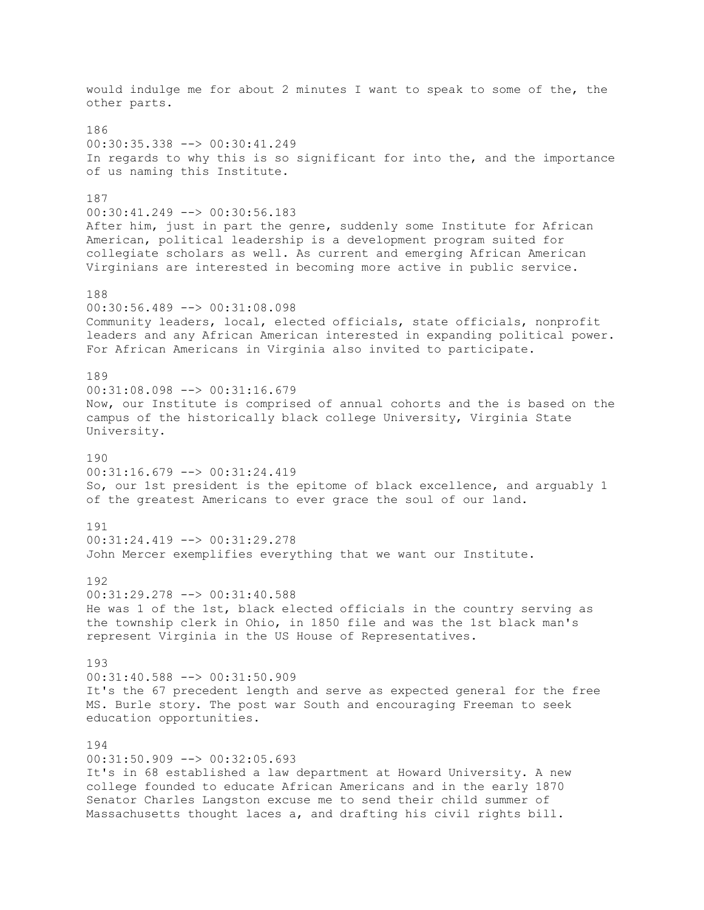would indulge me for about 2 minutes I want to speak to some of the, the other parts.

186
00:30:35.338 --> 00:30:41.249
In regards to why this is so significant for into the, and the importance of us naming this Institute.

187
00:30:41.249 --> 00:30:56.183
After him, just in part the genre, suddenly some Institute for African American, political leadership is a development program suited for collegiate scholars as well. As current and emerging African American Virginians are interested in becoming more active in public service.

188
00:30:56.489 --> 00:31:08.098
Community leaders, local, elected officials, state officials, nonprofit leaders and any African American interested in expanding political power. For African Americans in Virginia also invited to participate.

189
00:31:08.098 --> 00:31:16.679
Now, our Institute is comprised of annual cohorts and the is based on the campus of the historically black college University, Virginia State University.

190
00:31:16.679 --> 00:31:24.419
So, our 1st president is the epitome of black excellence, and arguably 1 of the greatest Americans to ever grace the soul of our land.

191
00:31:24.419 --> 00:31:29.278
John Mercer exemplifies everything that we want our Institute.

192
00:31:29.278 --> 00:31:40.588
He was 1 of the 1st, black elected officials in the country serving as the township clerk in Ohio, in 1850 file and was the 1st black man's represent Virginia in the US House of Representatives.

193
00:31:40.588 --> 00:31:50.909
It's the 67 precedent length and serve as expected general for the free MS. Burle story. The post war South and encouraging Freeman to seek education opportunities.

194
00:31:50.909 --> 00:32:05.693
It's in 68 established a law department at Howard University. A new college founded to educate African Americans and in the early 1870 Senator Charles Langston excuse me to send their child summer of Massachusetts thought laces a, and drafting his civil rights bill.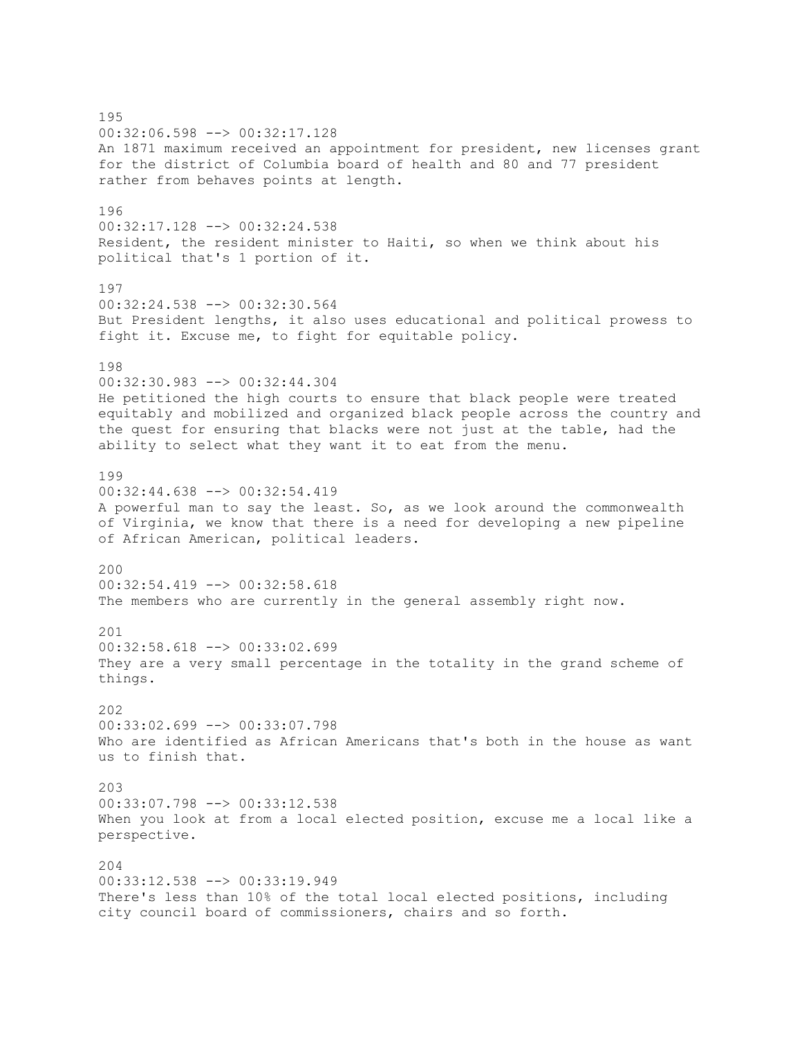195
00:32:06.598 --> 00:32:17.128
An 1871 maximum received an appointment for president, new licenses grant for the district of Columbia board of health and 80 and 77 president rather from behaves points at length.

196
00:32:17.128 --> 00:32:24.538
Resident, the resident minister to Haiti, so when we think about his political that's 1 portion of it.

197
00:32:24.538 --> 00:32:30.564
But President lengths, it also uses educational and political prowess to fight it. Excuse me, to fight for equitable policy.

198
00:32:30.983 --> 00:32:44.304
He petitioned the high courts to ensure that black people were treated equitably and mobilized and organized black people across the country and the quest for ensuring that blacks were not just at the table, had the ability to select what they want it to eat from the menu.

199
00:32:44.638 --> 00:32:54.419
A powerful man to say the least. So, as we look around the commonwealth of Virginia, we know that there is a need for developing a new pipeline of African American, political leaders.

200
00:32:54.419 --> 00:32:58.618
The members who are currently in the general assembly right now.

201
00:32:58.618 --> 00:33:02.699
They are a very small percentage in the totality in the grand scheme of things.

202
00:33:02.699 --> 00:33:07.798
Who are identified as African Americans that's both in the house as want us to finish that.

203
00:33:07.798 --> 00:33:12.538
When you look at from a local elected position, excuse me a local like a perspective.

204
00:33:12.538 --> 00:33:19.949
There's less than 10% of the total local elected positions, including city council board of commissioners, chairs and so forth.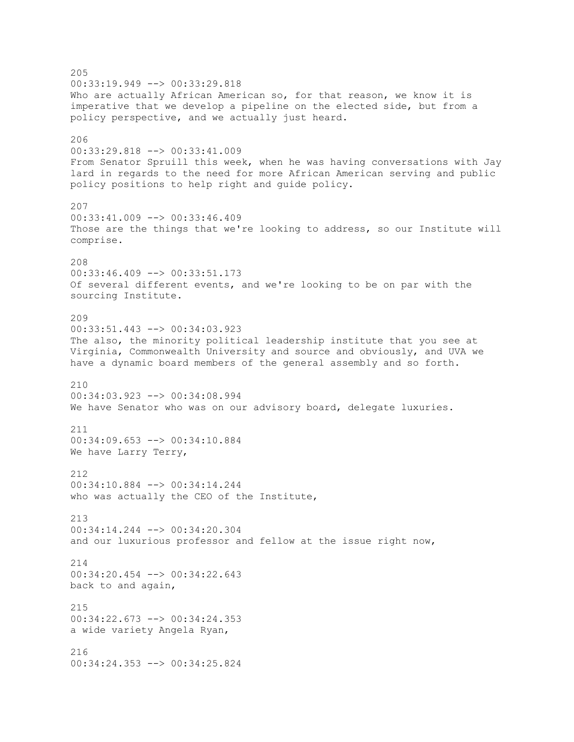205
00:33:19.949 --> 00:33:29.818
Who are actually African American so, for that reason, we know it is imperative that we develop a pipeline on the elected side, but from a policy perspective, and we actually just heard.

206
00:33:29.818 --> 00:33:41.009
From Senator Spruill this week, when he was having conversations with Jay lard in regards to the need for more African American serving and public policy positions to help right and guide policy.

207
00:33:41.009 --> 00:33:46.409
Those are the things that we're looking to address, so our Institute will comprise.

208
00:33:46.409 --> 00:33:51.173
Of several different events, and we're looking to be on par with the sourcing Institute.

209
00:33:51.443 --> 00:34:03.923
The also, the minority political leadership institute that you see at Virginia, Commonwealth University and source and obviously, and UVA we have a dynamic board members of the general assembly and so forth.

210
00:34:03.923 --> 00:34:08.994
We have Senator who was on our advisory board, delegate luxuries.

211
00:34:09.653 --> 00:34:10.884
We have Larry Terry,

212
00:34:10.884 --> 00:34:14.244
who was actually the CEO of the Institute,

213
00:34:14.244 --> 00:34:20.304
and our luxurious professor and fellow at the issue right now,

214
00:34:20.454 --> 00:34:22.643
back to and again,

215
00:34:22.673 --> 00:34:24.353
a wide variety Angela Ryan,

216
00:34:24.353 --> 00:34:25.824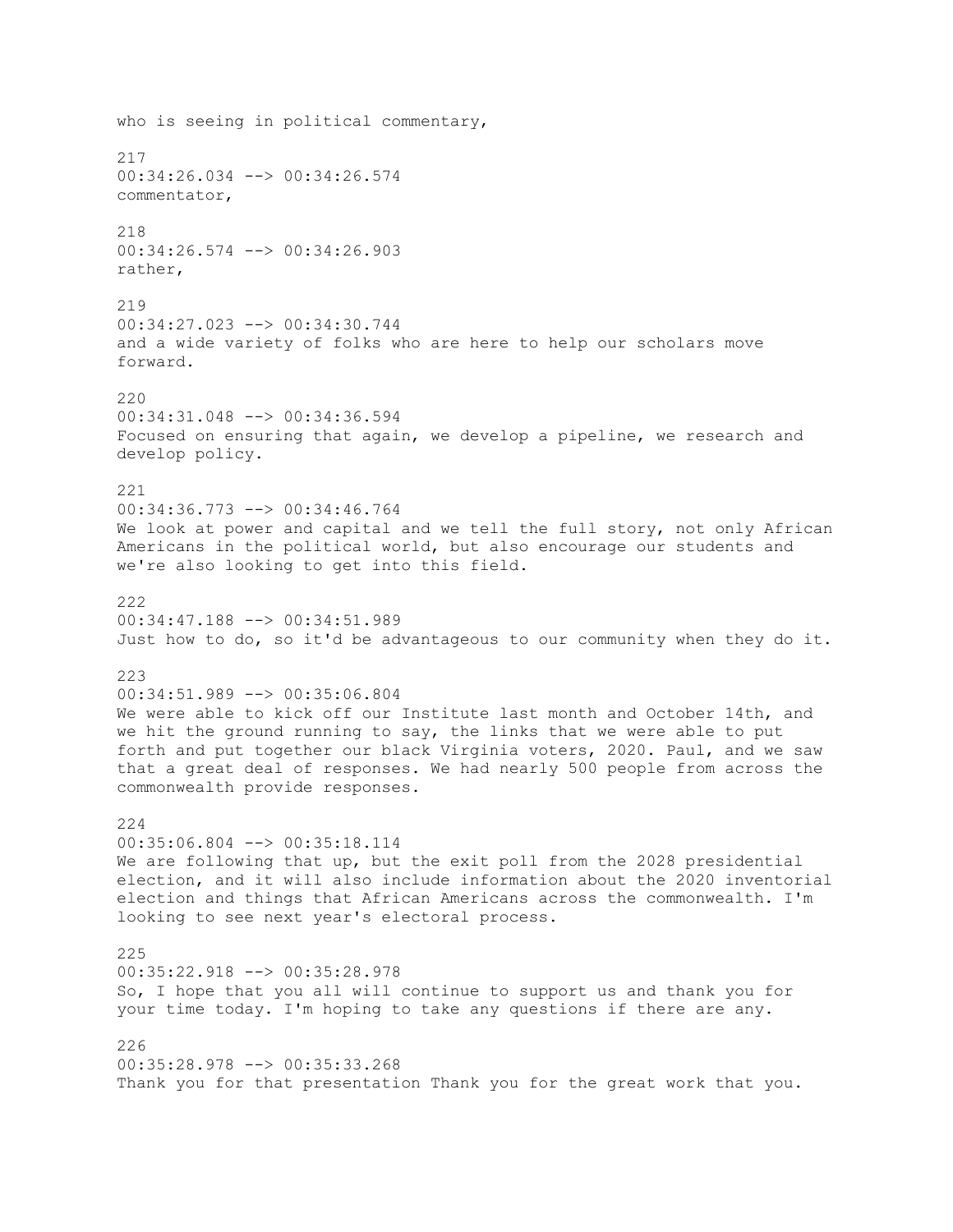who is seeing in political commentary,

217
00:34:26.034 --> 00:34:26.574
commentator,

218
00:34:26.574 --> 00:34:26.903
rather,

219
00:34:27.023 --> 00:34:30.744
and a wide variety of folks who are here to help our scholars move forward.

220
00:34:31.048 --> 00:34:36.594
Focused on ensuring that again, we develop a pipeline, we research and develop policy.

221
00:34:36.773 --> 00:34:46.764
We look at power and capital and we tell the full story, not only African Americans in the political world, but also encourage our students and we're also looking to get into this field.

222
00:34:47.188 --> 00:34:51.989
Just how to do, so it'd be advantageous to our community when they do it.

223
00:34:51.989 --> 00:35:06.804
We were able to kick off our Institute last month and October 14th, and we hit the ground running to say, the links that we were able to put forth and put together our black Virginia voters, 2020. Paul, and we saw that a great deal of responses. We had nearly 500 people from across the commonwealth provide responses.

224
00:35:06.804 --> 00:35:18.114
We are following that up, but the exit poll from the 2028 presidential election, and it will also include information about the 2020 inventorial election and things that African Americans across the commonwealth. I'm looking to see next year's electoral process.

225
00:35:22.918 --> 00:35:28.978
So, I hope that you all will continue to support us and thank you for your time today. I'm hoping to take any questions if there are any.

226
00:35:28.978 --> 00:35:33.268
Thank you for that presentation Thank you for the great work that you.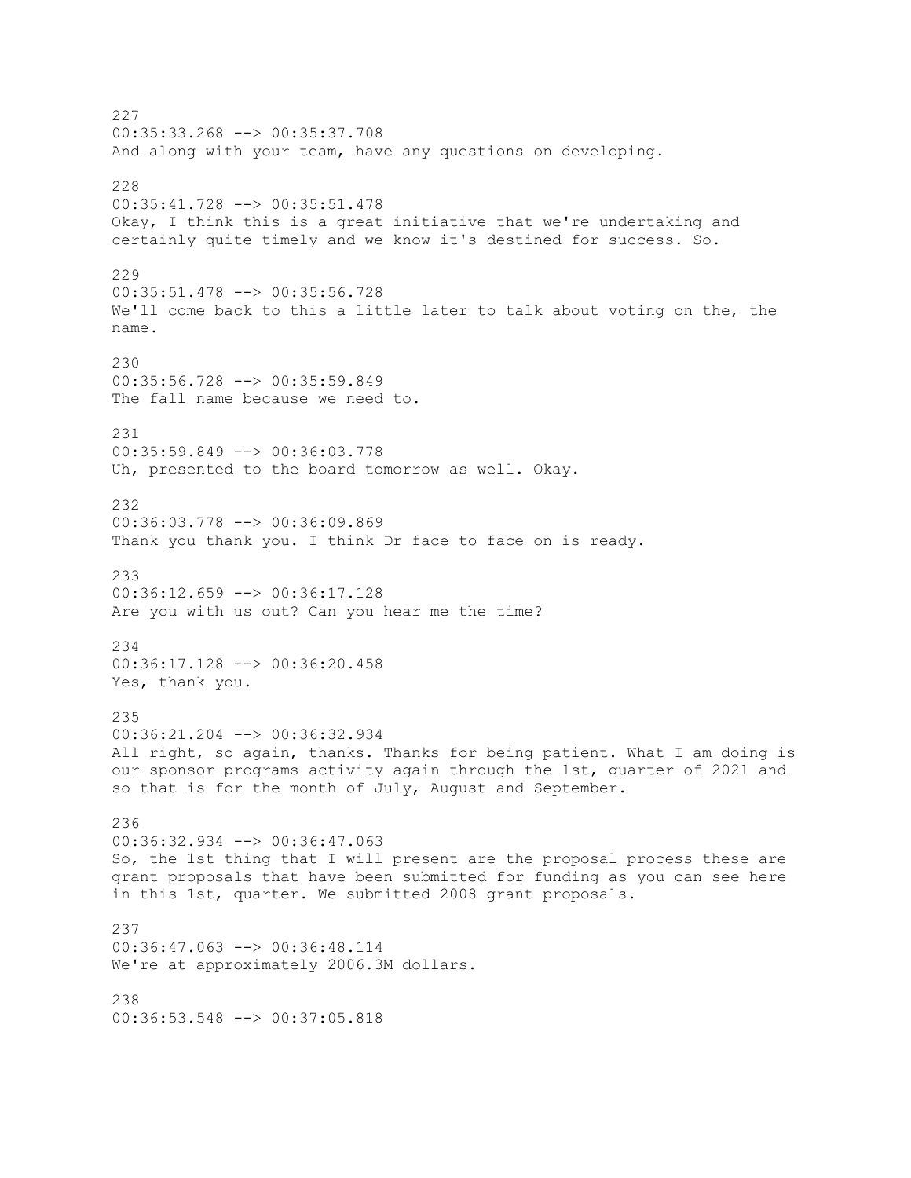227
00:35:33.268 --> 00:35:37.708
And along with your team, have any questions on developing.

228
00:35:41.728 --> 00:35:51.478
Okay, I think this is a great initiative that we're undertaking and certainly quite timely and we know it's destined for success. So.

229
00:35:51.478 --> 00:35:56.728
We'll come back to this a little later to talk about voting on the, the name.

230
00:35:56.728 --> 00:35:59.849
The fall name because we need to.

231
00:35:59.849 --> 00:36:03.778
Uh, presented to the board tomorrow as well. Okay.

232
00:36:03.778 --> 00:36:09.869
Thank you thank you. I think Dr face to face on is ready.

233
00:36:12.659 --> 00:36:17.128
Are you with us out? Can you hear me the time?

234
00:36:17.128 --> 00:36:20.458
Yes, thank you.

235
00:36:21.204 --> 00:36:32.934
All right, so again, thanks. Thanks for being patient. What I am doing is our sponsor programs activity again through the 1st, quarter of 2021 and so that is for the month of July, August and September.

236
00:36:32.934 --> 00:36:47.063
So, the 1st thing that I will present are the proposal process these are grant proposals that have been submitted for funding as you can see here in this 1st, quarter. We submitted 2008 grant proposals.

237
00:36:47.063 --> 00:36:48.114
We're at approximately 2006.3M dollars.

238
00:36:53.548 --> 00:37:05.818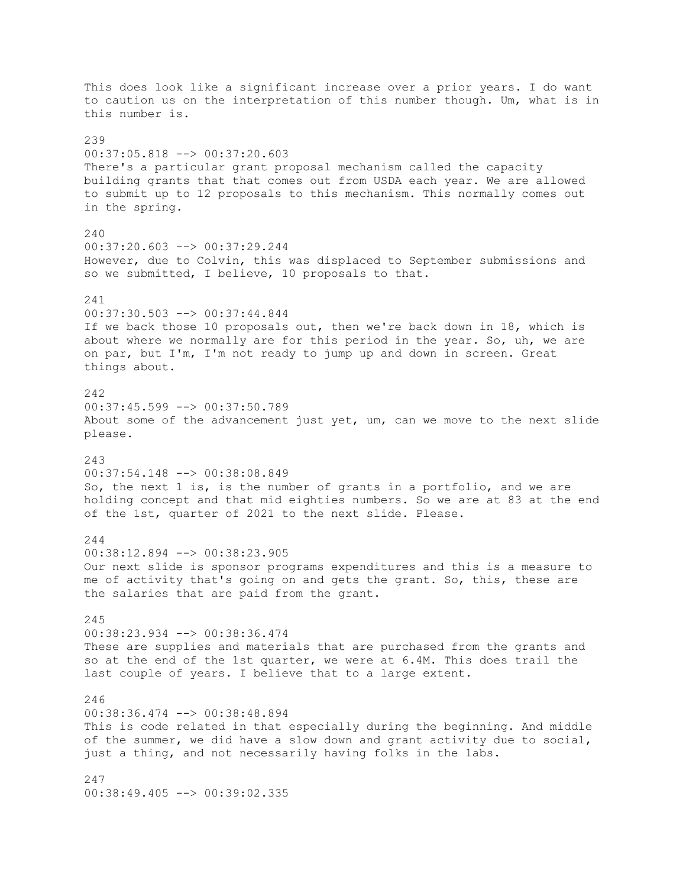This does look like a significant increase over a prior years. I do want to caution us on the interpretation of this number though. Um, what is in this number is.

239
00:37:05.818 --> 00:37:20.603
There's a particular grant proposal mechanism called the capacity building grants that that comes out from USDA each year. We are allowed to submit up to 12 proposals to this mechanism. This normally comes out in the spring.

240
00:37:20.603 --> 00:37:29.244
However, due to Colvin, this was displaced to September submissions and so we submitted, I believe, 10 proposals to that.

241
00:37:30.503 --> 00:37:44.844
If we back those 10 proposals out, then we're back down in 18, which is about where we normally are for this period in the year. So, uh, we are on par, but I'm, I'm not ready to jump up and down in screen. Great things about.

242
00:37:45.599 --> 00:37:50.789
About some of the advancement just yet, um, can we move to the next slide please.

243
00:37:54.148 --> 00:38:08.849
So, the next 1 is, is the number of grants in a portfolio, and we are holding concept and that mid eighties numbers. So we are at 83 at the end of the 1st, quarter of 2021 to the next slide. Please.

244
00:38:12.894 --> 00:38:23.905
Our next slide is sponsor programs expenditures and this is a measure to me of activity that's going on and gets the grant. So, this, these are the salaries that are paid from the grant.

245
00:38:23.934 --> 00:38:36.474
These are supplies and materials that are purchased from the grants and so at the end of the 1st quarter, we were at 6.4M. This does trail the last couple of years. I believe that to a large extent.

246
00:38:36.474 --> 00:38:48.894
This is code related in that especially during the beginning. And middle of the summer, we did have a slow down and grant activity due to social, just a thing, and not necessarily having folks in the labs.

247
00:38:49.405 --> 00:39:02.335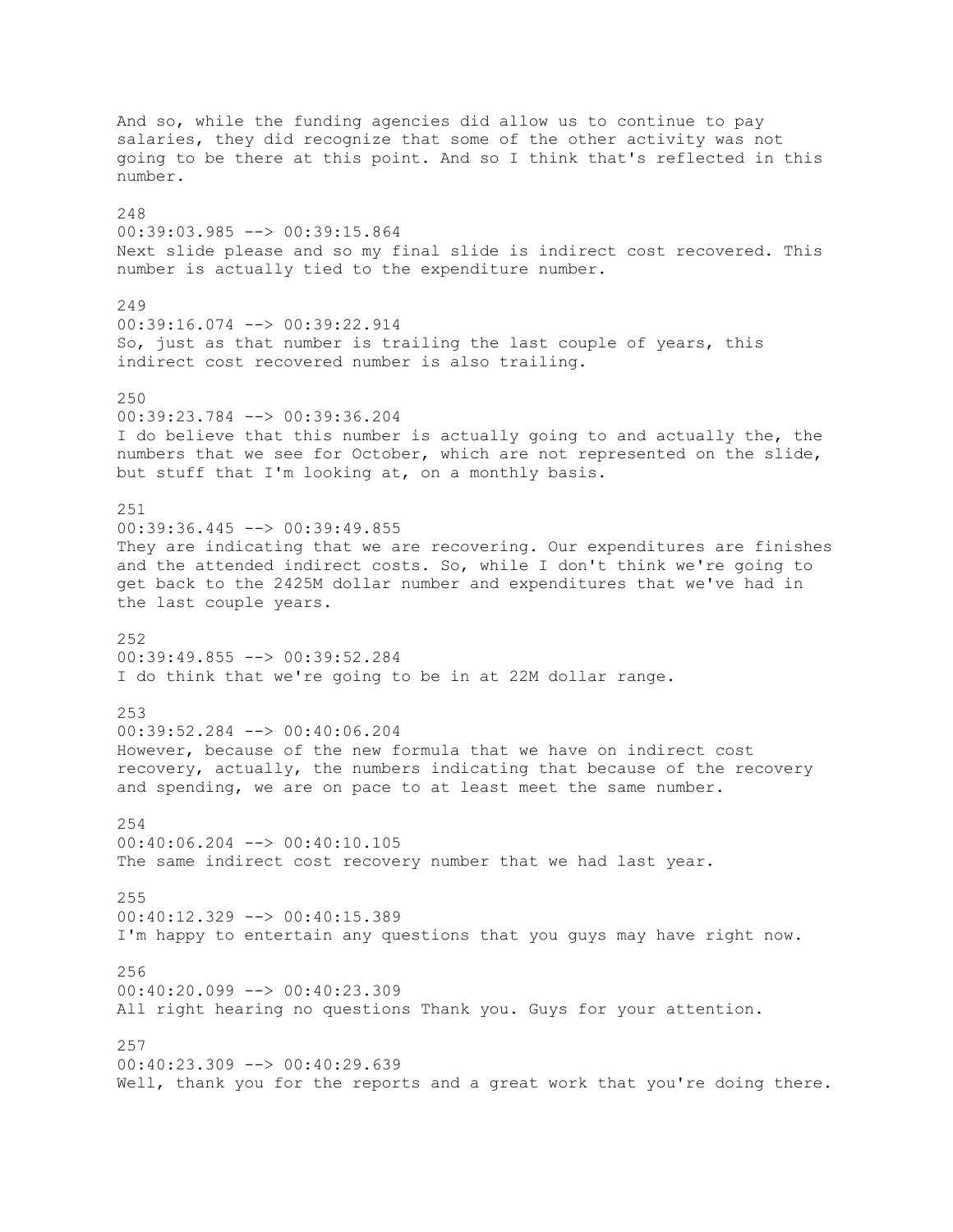And so, while the funding agencies did allow us to continue to pay salaries, they did recognize that some of the other activity was not going to be there at this point. And so I think that's reflected in this number.

248
00:39:03.985 --> 00:39:15.864
Next slide please and so my final slide is indirect cost recovered. This number is actually tied to the expenditure number.

249
00:39:16.074 --> 00:39:22.914
So, just as that number is trailing the last couple of years, this indirect cost recovered number is also trailing.

250
00:39:23.784 --> 00:39:36.204
I do believe that this number is actually going to and actually the, the numbers that we see for October, which are not represented on the slide, but stuff that I'm looking at, on a monthly basis.

251
00:39:36.445 --> 00:39:49.855
They are indicating that we are recovering. Our expenditures are finishes and the attended indirect costs. So, while I don't think we're going to get back to the 2425M dollar number and expenditures that we've had in the last couple years.

252
00:39:49.855 --> 00:39:52.284
I do think that we're going to be in at 22M dollar range.

253
00:39:52.284 --> 00:40:06.204
However, because of the new formula that we have on indirect cost recovery, actually, the numbers indicating that because of the recovery and spending, we are on pace to at least meet the same number.

254
00:40:06.204 --> 00:40:10.105
The same indirect cost recovery number that we had last year.

255
00:40:12.329 --> 00:40:15.389
I'm happy to entertain any questions that you guys may have right now.

256
00:40:20.099 --> 00:40:23.309
All right hearing no questions Thank you. Guys for your attention.

257
00:40:23.309 --> 00:40:29.639
Well, thank you for the reports and a great work that you're doing there.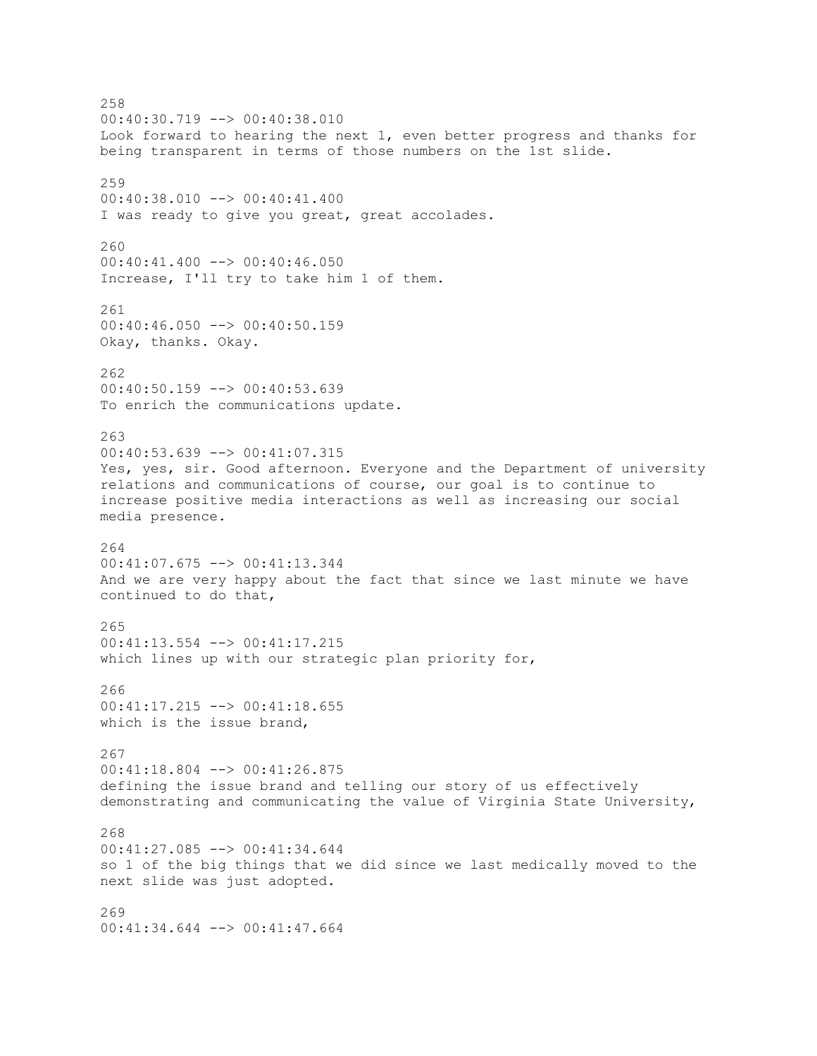258
00:40:30.719 --> 00:40:38.010
Look forward to hearing the next 1, even better progress and thanks for being transparent in terms of those numbers on the 1st slide.

259
00:40:38.010 --> 00:40:41.400
I was ready to give you great, great accolades.

260
00:40:41.400 --> 00:40:46.050
Increase, I'll try to take him 1 of them.

261
00:40:46.050 --> 00:40:50.159
Okay, thanks. Okay.

262
00:40:50.159 --> 00:40:53.639
To enrich the communications update.

263
00:40:53.639 --> 00:41:07.315
Yes, yes, sir. Good afternoon. Everyone and the Department of university relations and communications of course, our goal is to continue to increase positive media interactions as well as increasing our social media presence.

264
00:41:07.675 --> 00:41:13.344
And we are very happy about the fact that since we last minute we have continued to do that,

265
00:41:13.554 --> 00:41:17.215
which lines up with our strategic plan priority for,

266
00:41:17.215 --> 00:41:18.655
which is the issue brand,

267
00:41:18.804 --> 00:41:26.875
defining the issue brand and telling our story of us effectively demonstrating and communicating the value of Virginia State University,

268
00:41:27.085 --> 00:41:34.644
so 1 of the big things that we did since we last medically moved to the next slide was just adopted.

269
00:41:34.644 --> 00:41:47.664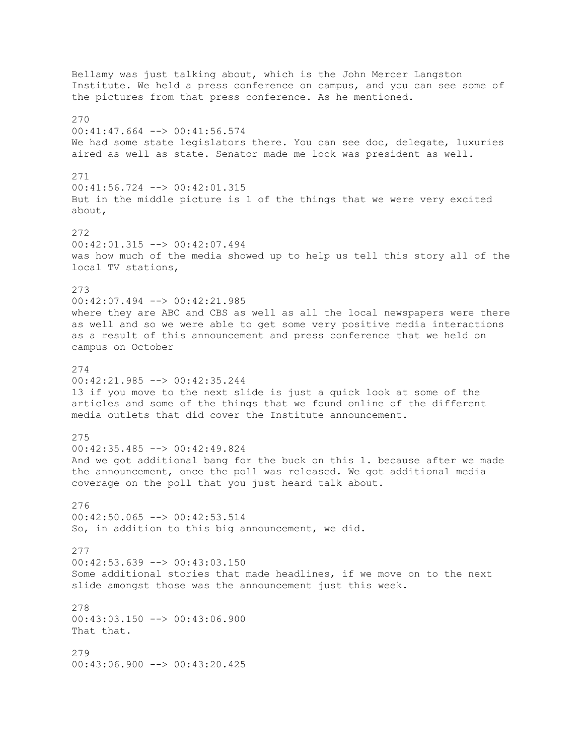Bellamy was just talking about, which is the John Mercer Langston Institute. We held a press conference on campus, and you can see some of the pictures from that press conference. As he mentioned.

270
00:41:47.664 --> 00:41:56.574
We had some state legislators there. You can see doc, delegate, luxuries aired as well as state. Senator made me lock was president as well.

271
00:41:56.724 --> 00:42:01.315
But in the middle picture is 1 of the things that we were very excited about,

272
00:42:01.315 --> 00:42:07.494
was how much of the media showed up to help us tell this story all of the local TV stations,

273
00:42:07.494 --> 00:42:21.985
where they are ABC and CBS as well as all the local newspapers were there as well and so we were able to get some very positive media interactions as a result of this announcement and press conference that we held on campus on October

274
00:42:21.985 --> 00:42:35.244
13 if you move to the next slide is just a quick look at some of the articles and some of the things that we found online of the different media outlets that did cover the Institute announcement.

275
00:42:35.485 --> 00:42:49.824
And we got additional bang for the buck on this 1. because after we made the announcement, once the poll was released. We got additional media coverage on the poll that you just heard talk about.

276
00:42:50.065 --> 00:42:53.514
So, in addition to this big announcement, we did.

277
00:42:53.639 --> 00:43:03.150
Some additional stories that made headlines, if we move on to the next slide amongst those was the announcement just this week.

278
00:43:03.150 --> 00:43:06.900
That that.

279
00:43:06.900 --> 00:43:20.425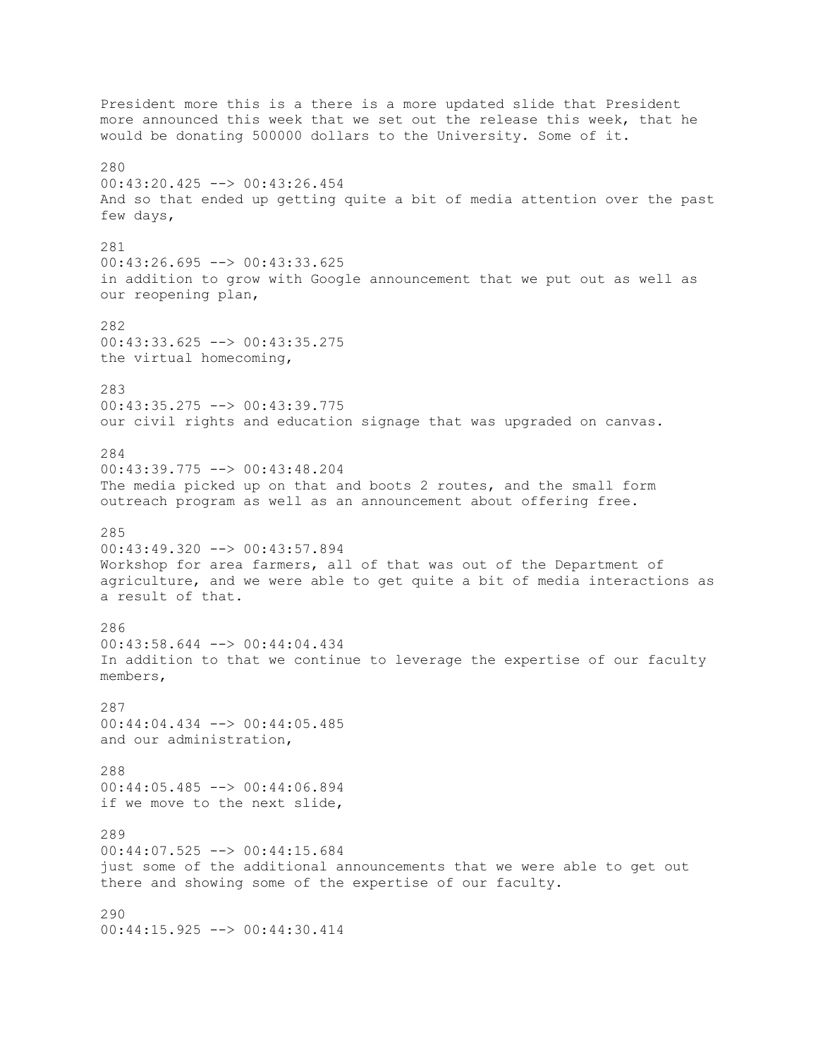President more this is a there is a more updated slide that President more announced this week that we set out the release this week, that he would be donating 500000 dollars to the University. Some of it.

280
00:43:20.425 --> 00:43:26.454
And so that ended up getting quite a bit of media attention over the past few days,

281
00:43:26.695 --> 00:43:33.625
in addition to grow with Google announcement that we put out as well as our reopening plan,

282
00:43:33.625 --> 00:43:35.275
the virtual homecoming,

283
00:43:35.275 --> 00:43:39.775
our civil rights and education signage that was upgraded on canvas.

284
00:43:39.775 --> 00:43:48.204
The media picked up on that and boots 2 routes, and the small form outreach program as well as an announcement about offering free.

285
00:43:49.320 --> 00:43:57.894
Workshop for area farmers, all of that was out of the Department of agriculture, and we were able to get quite a bit of media interactions as a result of that.

286
00:43:58.644 --> 00:44:04.434
In addition to that we continue to leverage the expertise of our faculty members,

287
00:44:04.434 --> 00:44:05.485
and our administration,

288
00:44:05.485 --> 00:44:06.894
if we move to the next slide,

289
00:44:07.525 --> 00:44:15.684
just some of the additional announcements that we were able to get out there and showing some of the expertise of our faculty.

290
00:44:15.925 --> 00:44:30.414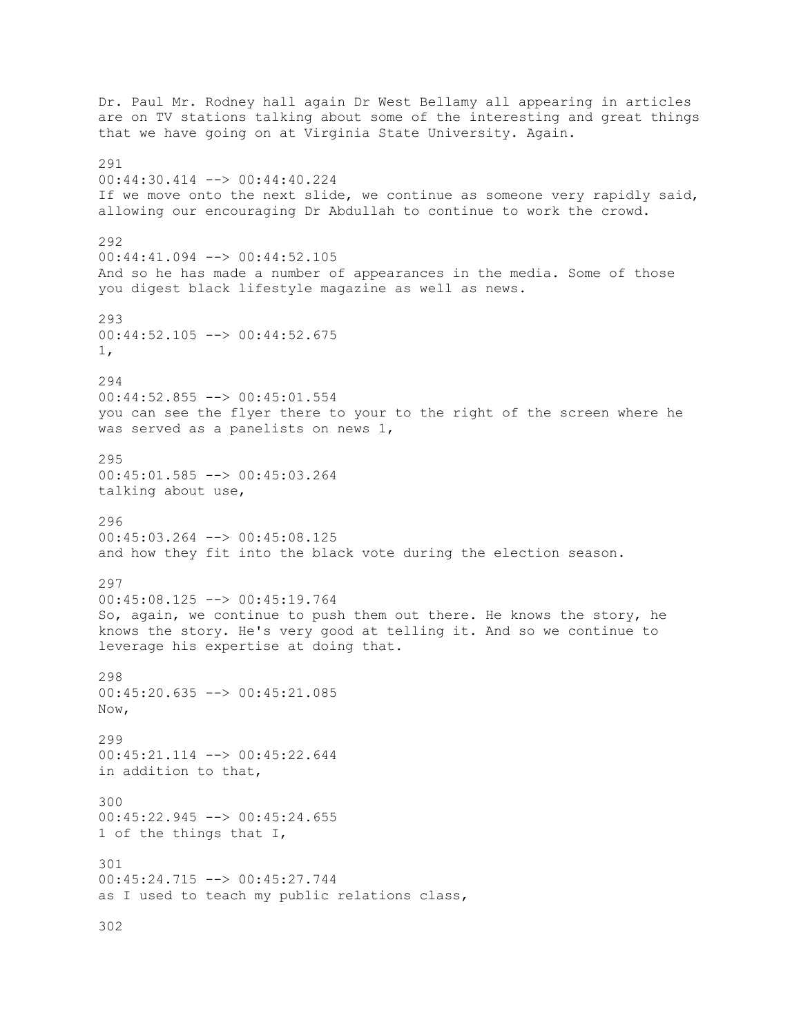Dr. Paul Mr. Rodney hall again Dr West Bellamy all appearing in articles are on TV stations talking about some of the interesting and great things that we have going on at Virginia State University. Again.

291
00:44:30.414 --> 00:44:40.224
If we move onto the next slide, we continue as someone very rapidly said, allowing our encouraging Dr Abdullah to continue to work the crowd.

292
00:44:41.094 --> 00:44:52.105
And so he has made a number of appearances in the media. Some of those you digest black lifestyle magazine as well as news.

293
00:44:52.105 --> 00:44:52.675
1,

294
00:44:52.855 --> 00:45:01.554
you can see the flyer there to your to the right of the screen where he was served as a panelists on news 1,

295
00:45:01.585 --> 00:45:03.264
talking about use,

296
00:45:03.264 --> 00:45:08.125
and how they fit into the black vote during the election season.

297
00:45:08.125 --> 00:45:19.764
So, again, we continue to push them out there. He knows the story, he knows the story. He's very good at telling it. And so we continue to leverage his expertise at doing that.

298
00:45:20.635 --> 00:45:21.085
Now,

299
00:45:21.114 --> 00:45:22.644
in addition to that,

300
00:45:22.945 --> 00:45:24.655
1 of the things that I,

301
00:45:24.715 --> 00:45:27.744
as I used to teach my public relations class,

302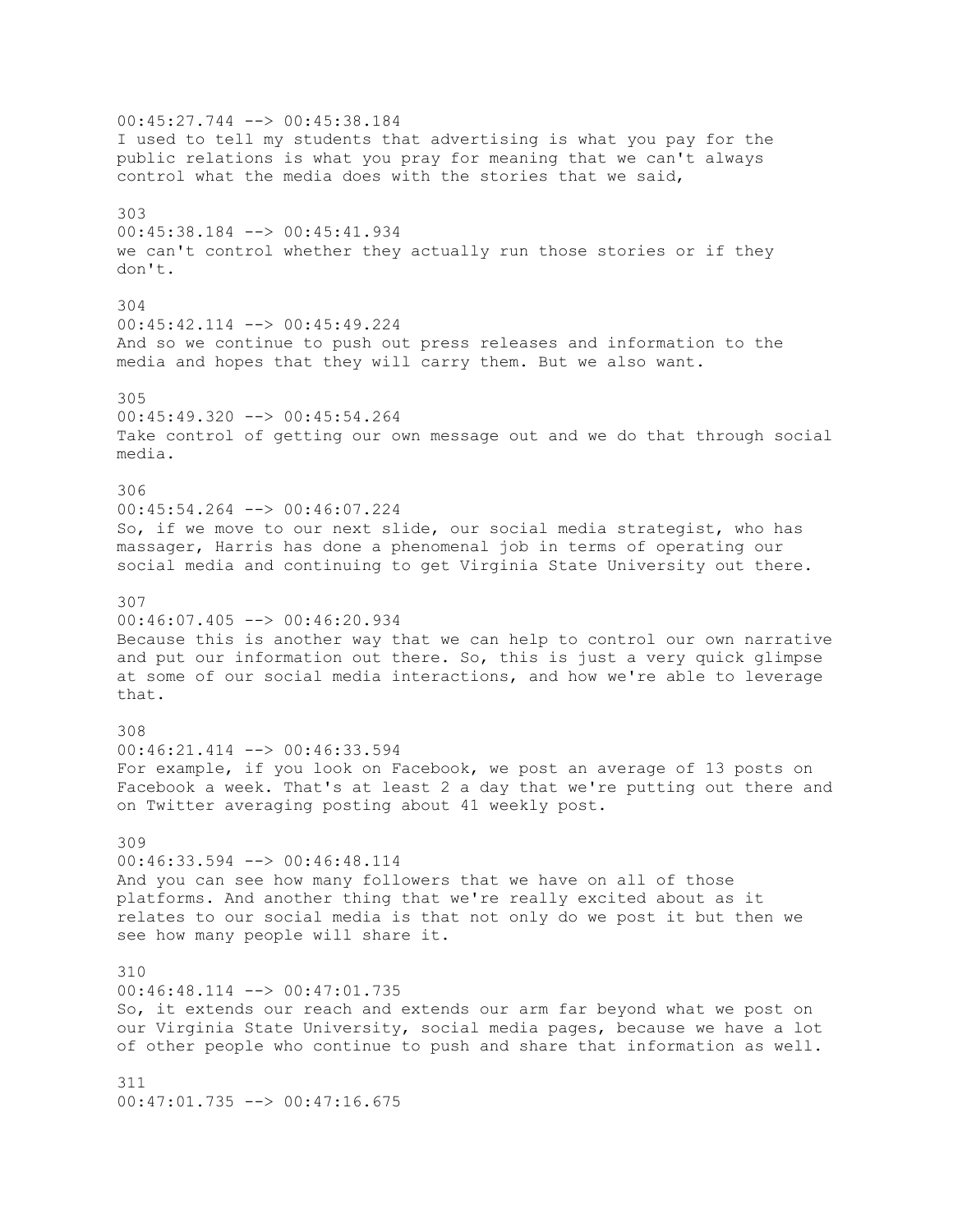00:45:27.744 --> 00:45:38.184
I used to tell my students that advertising is what you pay for the public relations is what you pray for meaning that we can't always control what the media does with the stories that we said,

303
00:45:38.184 --> 00:45:41.934
we can't control whether they actually run those stories or if they don't.

304
00:45:42.114 --> 00:45:49.224
And so we continue to push out press releases and information to the media and hopes that they will carry them. But we also want.

305
00:45:49.320 --> 00:45:54.264
Take control of getting our own message out and we do that through social media.

306
00:45:54.264 --> 00:46:07.224
So, if we move to our next slide, our social media strategist, who has massager, Harris has done a phenomenal job in terms of operating our social media and continuing to get Virginia State University out there.

307
00:46:07.405 --> 00:46:20.934
Because this is another way that we can help to control our own narrative and put our information out there. So, this is just a very quick glimpse at some of our social media interactions, and how we're able to leverage that.

308
00:46:21.414 --> 00:46:33.594
For example, if you look on Facebook, we post an average of 13 posts on Facebook a week. That's at least 2 a day that we're putting out there and on Twitter averaging posting about 41 weekly post.

309
00:46:33.594 --> 00:46:48.114
And you can see how many followers that we have on all of those platforms. And another thing that we're really excited about as it relates to our social media is that not only do we post it but then we see how many people will share it.

310
00:46:48.114 --> 00:47:01.735
So, it extends our reach and extends our arm far beyond what we post on our Virginia State University, social media pages, because we have a lot of other people who continue to push and share that information as well.

311
00:47:01.735 --> 00:47:16.675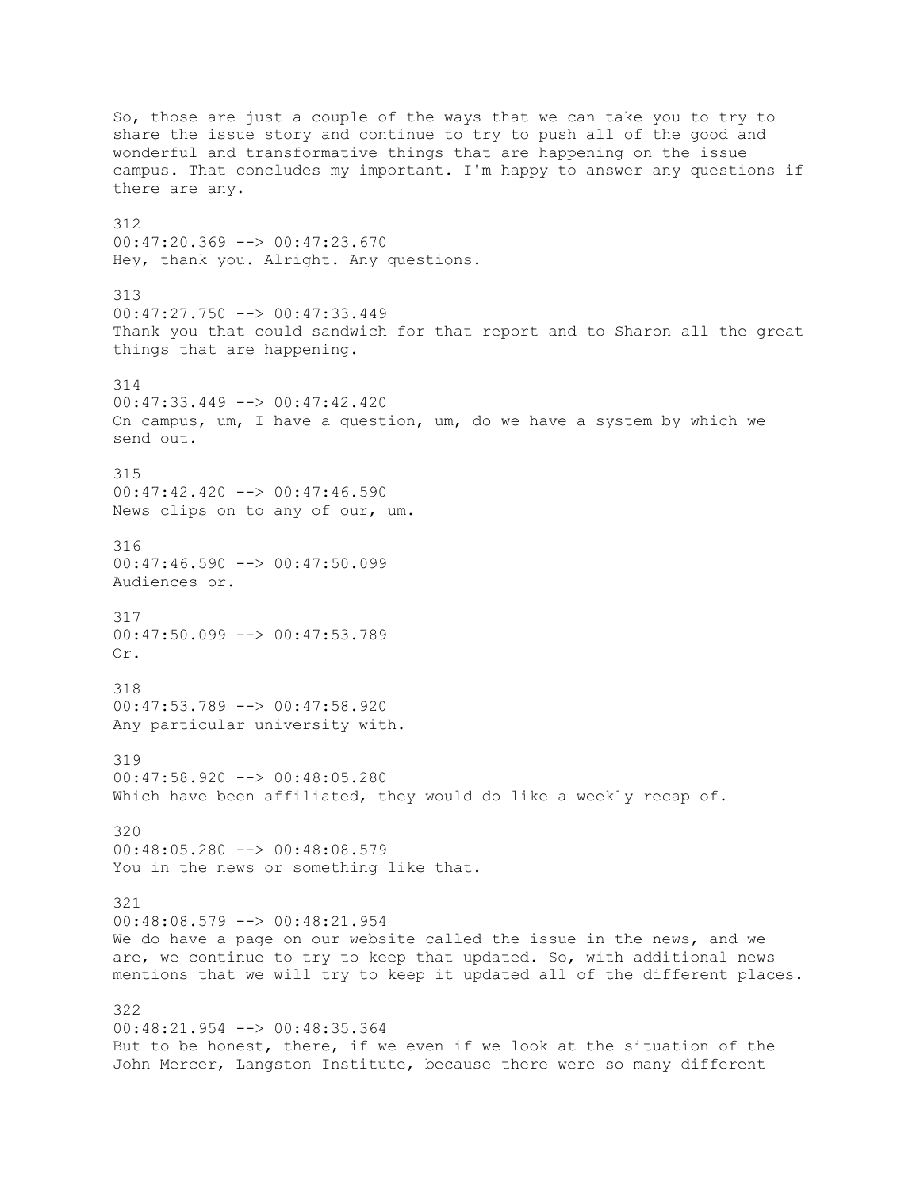So, those are just a couple of the ways that we can take you to try to share the issue story and continue to try to push all of the good and wonderful and transformative things that are happening on the issue campus. That concludes my important. I'm happy to answer any questions if there are any.

312
00:47:20.369 --> 00:47:23.670
Hey, thank you. Alright. Any questions.

313
00:47:27.750 --> 00:47:33.449
Thank you that could sandwich for that report and to Sharon all the great things that are happening.

314
00:47:33.449 --> 00:47:42.420
On campus, um, I have a question, um, do we have a system by which we send out.

315
00:47:42.420 --> 00:47:46.590
News clips on to any of our, um.

316
00:47:46.590 --> 00:47:50.099
Audiences or.

317
00:47:50.099 --> 00:47:53.789
Or.

318
00:47:53.789 --> 00:47:58.920
Any particular university with.

319
00:47:58.920 --> 00:48:05.280
Which have been affiliated, they would do like a weekly recap of.

320
00:48:05.280 --> 00:48:08.579
You in the news or something like that.

321
00:48:08.579 --> 00:48:21.954
We do have a page on our website called the issue in the news, and we are, we continue to try to keep that updated. So, with additional news mentions that we will try to keep it updated all of the different places.

322
00:48:21.954 --> 00:48:35.364
But to be honest, there, if we even if we look at the situation of the John Mercer, Langston Institute, because there were so many different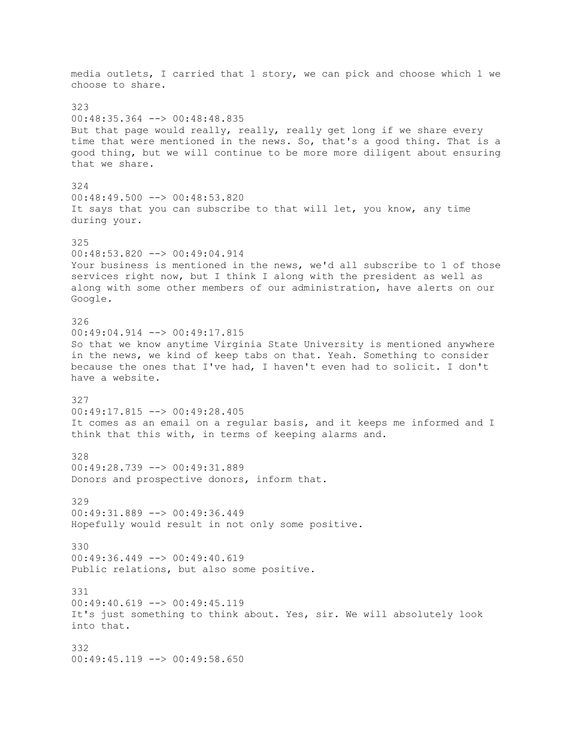media outlets, I carried that 1 story, we can pick and choose which 1 we choose to share.

323
00:48:35.364 --> 00:48:48.835
But that page would really, really, really get long if we share every time that were mentioned in the news. So, that's a good thing. That is a good thing, but we will continue to be more more diligent about ensuring that we share.

324
00:48:49.500 --> 00:48:53.820
It says that you can subscribe to that will let, you know, any time during your.

325
00:48:53.820 --> 00:49:04.914
Your business is mentioned in the news, we'd all subscribe to 1 of those services right now, but I think I along with the president as well as along with some other members of our administration, have alerts on our Google.

326
00:49:04.914 --> 00:49:17.815
So that we know anytime Virginia State University is mentioned anywhere in the news, we kind of keep tabs on that. Yeah. Something to consider because the ones that I've had, I haven't even had to solicit. I don't have a website.

327
00:49:17.815 --> 00:49:28.405
It comes as an email on a regular basis, and it keeps me informed and I think that this with, in terms of keeping alarms and.

328
00:49:28.739 --> 00:49:31.889
Donors and prospective donors, inform that.

329
00:49:31.889 --> 00:49:36.449
Hopefully would result in not only some positive.

330
00:49:36.449 --> 00:49:40.619
Public relations, but also some positive.

331
00:49:40.619 --> 00:49:45.119
It's just something to think about. Yes, sir. We will absolutely look into that.

332
00:49:45.119 --> 00:49:58.650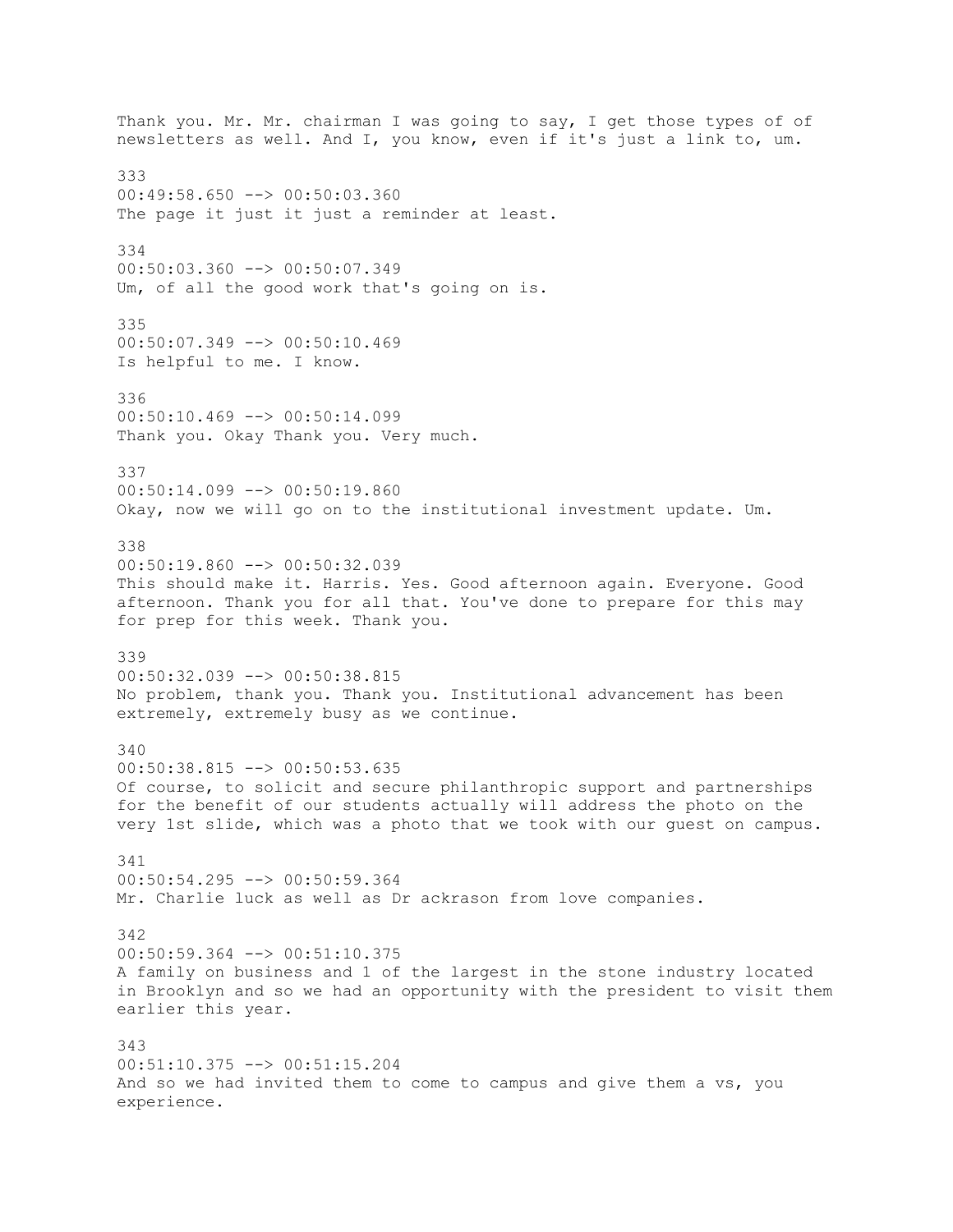Thank you. Mr. Mr. chairman I was going to say, I get those types of of newsletters as well. And I, you know, even if it's just a link to, um.

333
00:49:58.650 --> 00:50:03.360
The page it just it just a reminder at least.

334
00:50:03.360 --> 00:50:07.349
Um, of all the good work that's going on is.

335
00:50:07.349 --> 00:50:10.469
Is helpful to me. I know.

336
00:50:10.469 --> 00:50:14.099
Thank you. Okay Thank you. Very much.

337
00:50:14.099 --> 00:50:19.860
Okay, now we will go on to the institutional investment update. Um.

338
00:50:19.860 --> 00:50:32.039
This should make it. Harris. Yes. Good afternoon again. Everyone. Good afternoon. Thank you for all that. You've done to prepare for this may for prep for this week. Thank you.

339
00:50:32.039 --> 00:50:38.815
No problem, thank you. Thank you. Institutional advancement has been extremely, extremely busy as we continue.

340
00:50:38.815 --> 00:50:53.635
Of course, to solicit and secure philanthropic support and partnerships for the benefit of our students actually will address the photo on the very 1st slide, which was a photo that we took with our guest on campus.

341
00:50:54.295 --> 00:50:59.364
Mr. Charlie luck as well as Dr ackrason from love companies.

342
00:50:59.364 --> 00:51:10.375
A family on business and 1 of the largest in the stone industry located in Brooklyn and so we had an opportunity with the president to visit them earlier this year.

343
00:51:10.375 --> 00:51:15.204
And so we had invited them to come to campus and give them a vs, you experience.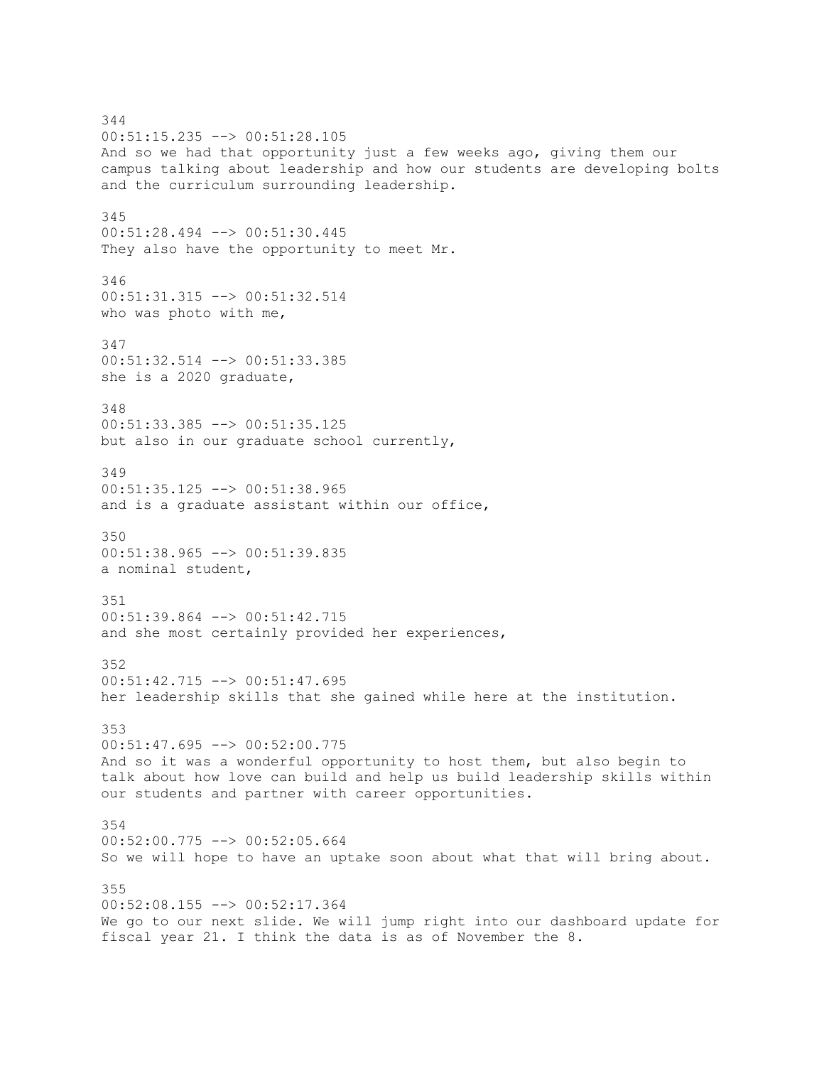344
00:51:15.235 --> 00:51:28.105
And so we had that opportunity just a few weeks ago, giving them our campus talking about leadership and how our students are developing bolts and the curriculum surrounding leadership.

345
00:51:28.494 --> 00:51:30.445
They also have the opportunity to meet Mr.

346
00:51:31.315 --> 00:51:32.514
who was photo with me,

347
00:51:32.514 --> 00:51:33.385
she is a 2020 graduate,

348
00:51:33.385 --> 00:51:35.125
but also in our graduate school currently,

349
00:51:35.125 --> 00:51:38.965
and is a graduate assistant within our office,

350
00:51:38.965 --> 00:51:39.835
a nominal student,

351
00:51:39.864 --> 00:51:42.715
and she most certainly provided her experiences,

352
00:51:42.715 --> 00:51:47.695
her leadership skills that she gained while here at the institution.

353
00:51:47.695 --> 00:52:00.775
And so it was a wonderful opportunity to host them, but also begin to talk about how love can build and help us build leadership skills within our students and partner with career opportunities.

354
00:52:00.775 --> 00:52:05.664
So we will hope to have an uptake soon about what that will bring about.

355
00:52:08.155 --> 00:52:17.364
We go to our next slide. We will jump right into our dashboard update for fiscal year 21. I think the data is as of November the 8.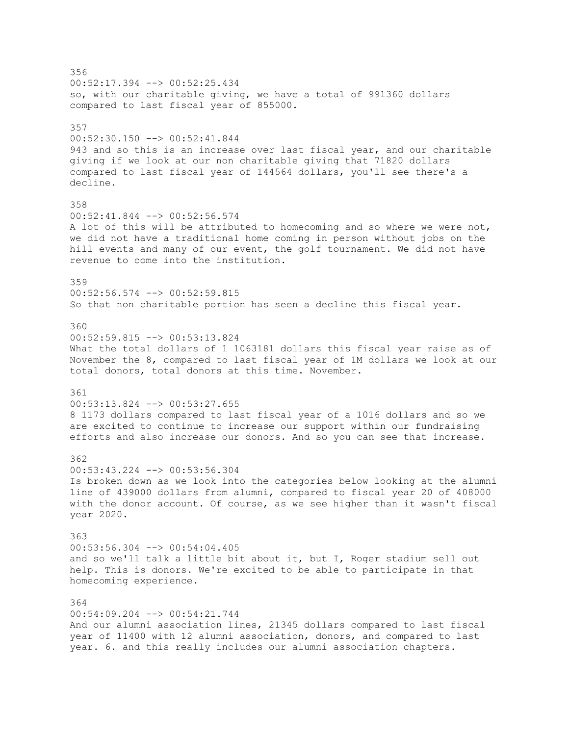356
00:52:17.394 --> 00:52:25.434
so, with our charitable giving, we have a total of 991360 dollars compared to last fiscal year of 855000.

357
00:52:30.150 --> 00:52:41.844
943 and so this is an increase over last fiscal year, and our charitable giving if we look at our non charitable giving that 71820 dollars compared to last fiscal year of 144564 dollars, you'll see there's a decline.

358
00:52:41.844 --> 00:52:56.574
A lot of this will be attributed to homecoming and so where we were not, we did not have a traditional home coming in person without jobs on the hill events and many of our event, the golf tournament. We did not have revenue to come into the institution.

359
00:52:56.574 --> 00:52:59.815
So that non charitable portion has seen a decline this fiscal year.

360
00:52:59.815 --> 00:53:13.824
What the total dollars of 1 1063181 dollars this fiscal year raise as of November the 8, compared to last fiscal year of 1M dollars we look at our total donors, total donors at this time. November.

361
00:53:13.824 --> 00:53:27.655
8 1173 dollars compared to last fiscal year of a 1016 dollars and so we are excited to continue to increase our support within our fundraising efforts and also increase our donors. And so you can see that increase.

362
00:53:43.224 --> 00:53:56.304
Is broken down as we look into the categories below looking at the alumni line of 439000 dollars from alumni, compared to fiscal year 20 of 408000 with the donor account. Of course, as we see higher than it wasn't fiscal year 2020.

363
00:53:56.304 --> 00:54:04.405
and so we'll talk a little bit about it, but I, Roger stadium sell out help. This is donors. We're excited to be able to participate in that homecoming experience.

364
00:54:09.204 --> 00:54:21.744
And our alumni association lines, 21345 dollars compared to last fiscal year of 11400 with 12 alumni association, donors, and compared to last year. 6. and this really includes our alumni association chapters.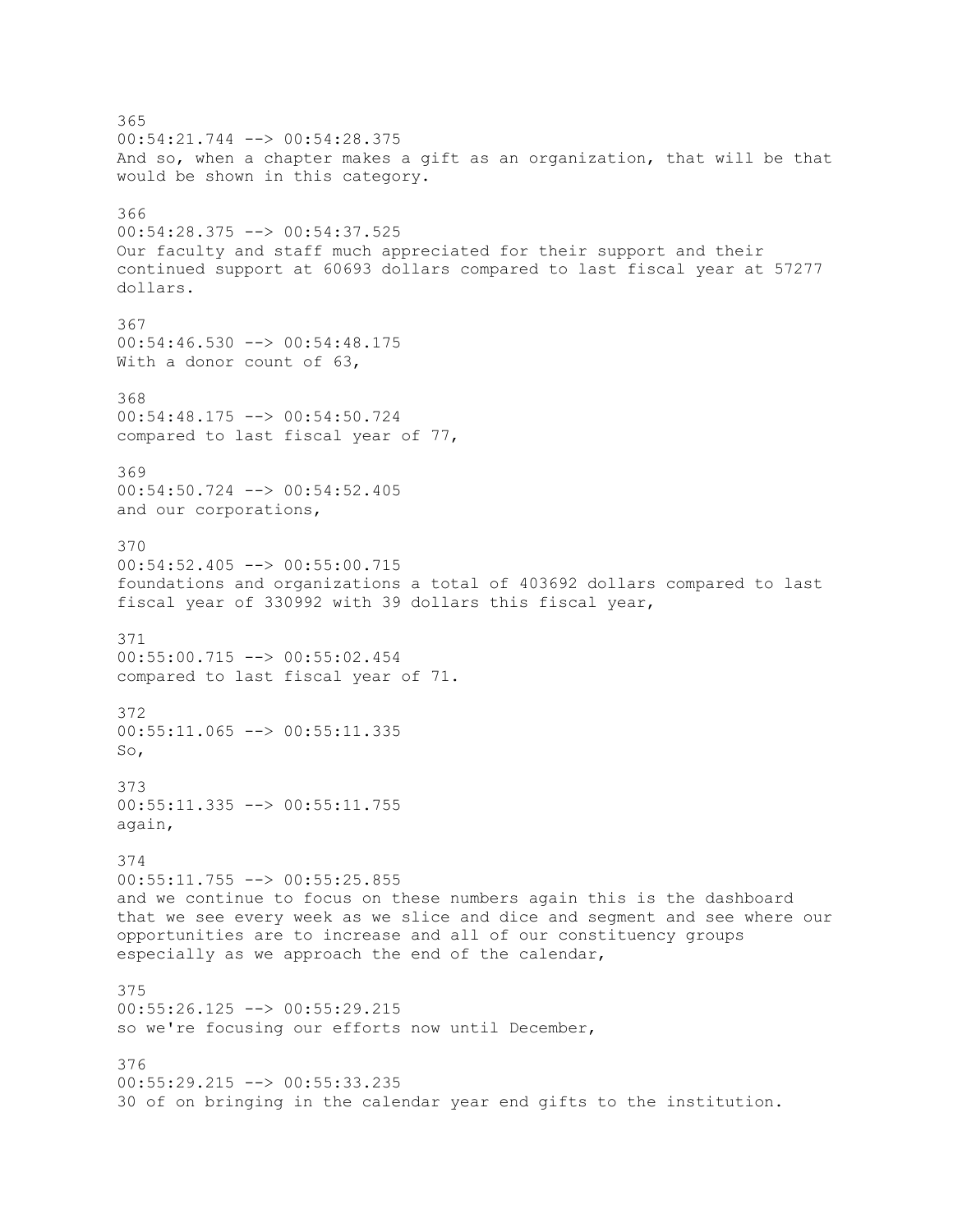365
00:54:21.744 --> 00:54:28.375
And so, when a chapter makes a gift as an organization, that will be that would be shown in this category.

366
00:54:28.375 --> 00:54:37.525
Our faculty and staff much appreciated for their support and their continued support at 60693 dollars compared to last fiscal year at 57277 dollars.

367
00:54:46.530 --> 00:54:48.175
With a donor count of 63,

368
00:54:48.175 --> 00:54:50.724
compared to last fiscal year of 77,

369
00:54:50.724 --> 00:54:52.405
and our corporations,

370
00:54:52.405 --> 00:55:00.715
foundations and organizations a total of 403692 dollars compared to last fiscal year of 330992 with 39 dollars this fiscal year,

371
00:55:00.715 --> 00:55:02.454
compared to last fiscal year of 71.

372
00:55:11.065 --> 00:55:11.335
So,

373
00:55:11.335 --> 00:55:11.755
again,

374
00:55:11.755 --> 00:55:25.855
and we continue to focus on these numbers again this is the dashboard that we see every week as we slice and dice and segment and see where our opportunities are to increase and all of our constituency groups especially as we approach the end of the calendar,

375
00:55:26.125 --> 00:55:29.215
so we're focusing our efforts now until December,

376
00:55:29.215 --> 00:55:33.235
30 of on bringing in the calendar year end gifts to the institution.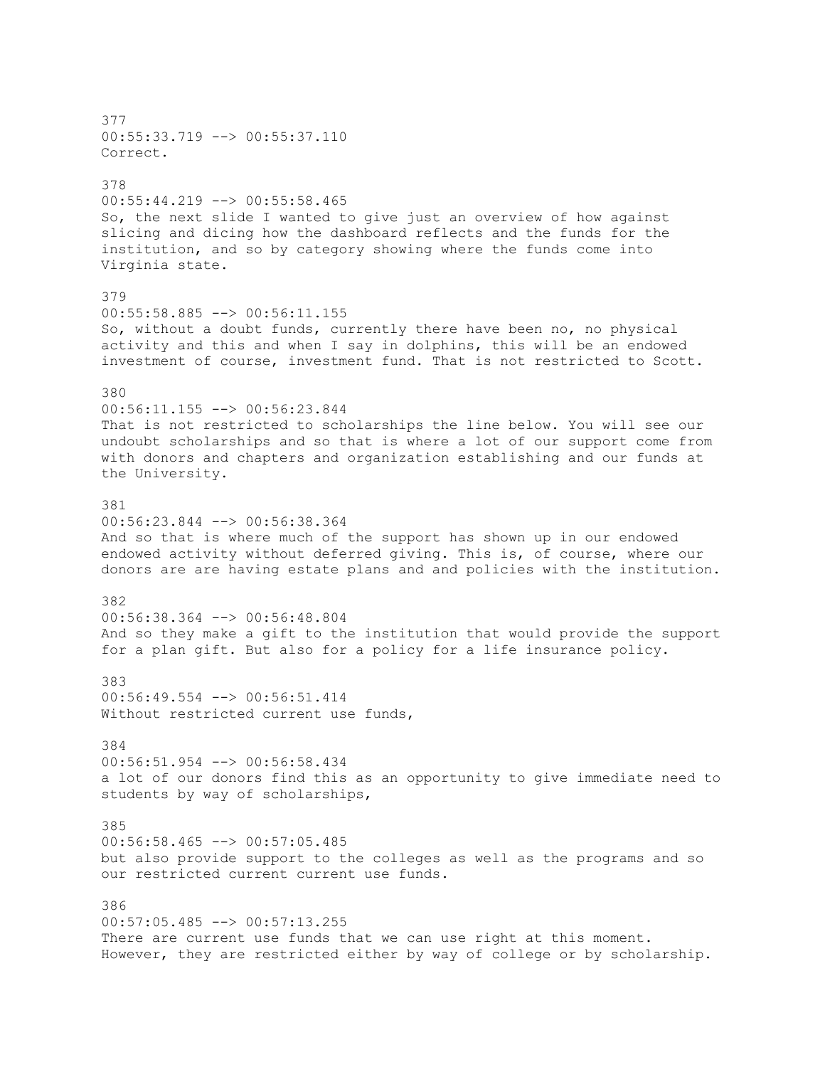377
00:55:33.719 --> 00:55:37.110
Correct.

378
00:55:44.219 --> 00:55:58.465
So, the next slide I wanted to give just an overview of how against slicing and dicing how the dashboard reflects and the funds for the institution, and so by category showing where the funds come into Virginia state.

379
00:55:58.885 --> 00:56:11.155
So, without a doubt funds, currently there have been no, no physical activity and this and when I say in dolphins, this will be an endowed investment of course, investment fund. That is not restricted to Scott.

380
00:56:11.155 --> 00:56:23.844
That is not restricted to scholarships the line below. You will see our undoubt scholarships and so that is where a lot of our support come from with donors and chapters and organization establishing and our funds at the University.

381
00:56:23.844 --> 00:56:38.364
And so that is where much of the support has shown up in our endowed endowed activity without deferred giving. This is, of course, where our donors are are having estate plans and and policies with the institution.

382
00:56:38.364 --> 00:56:48.804
And so they make a gift to the institution that would provide the support for a plan gift. But also for a policy for a life insurance policy.

383
00:56:49.554 --> 00:56:51.414
Without restricted current use funds,

384
00:56:51.954 --> 00:56:58.434
a lot of our donors find this as an opportunity to give immediate need to students by way of scholarships,

385
00:56:58.465 --> 00:57:05.485
but also provide support to the colleges as well as the programs and so our restricted current current use funds.

386
00:57:05.485 --> 00:57:13.255
There are current use funds that we can use right at this moment. However, they are restricted either by way of college or by scholarship.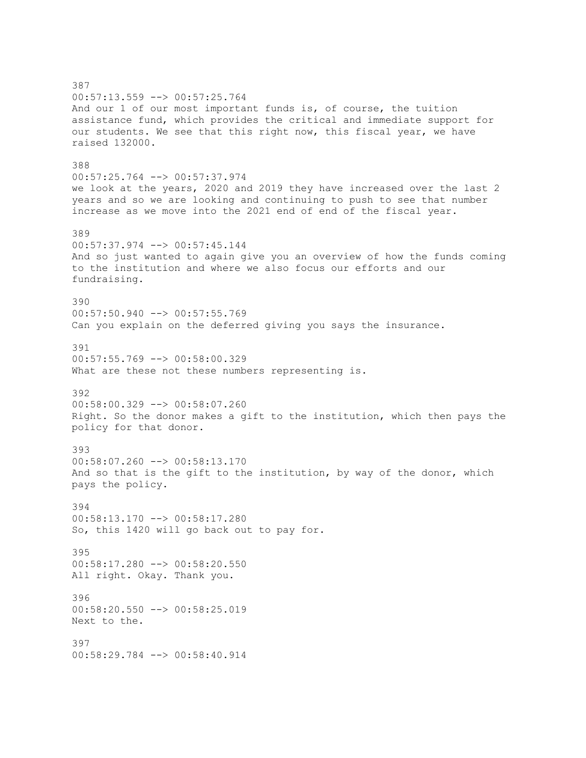387
00:57:13.559 --> 00:57:25.764
And our 1 of our most important funds is, of course, the tuition assistance fund, which provides the critical and immediate support for our students. We see that this right now, this fiscal year, we have raised 132000.

388
00:57:25.764 --> 00:57:37.974
we look at the years, 2020 and 2019 they have increased over the last 2 years and so we are looking and continuing to push to see that number increase as we move into the 2021 end of end of the fiscal year.

389
00:57:37.974 --> 00:57:45.144
And so just wanted to again give you an overview of how the funds coming to the institution and where we also focus our efforts and our fundraising.

390
00:57:50.940 --> 00:57:55.769
Can you explain on the deferred giving you says the insurance.

391
00:57:55.769 --> 00:58:00.329
What are these not these numbers representing is.

392
00:58:00.329 --> 00:58:07.260
Right. So the donor makes a gift to the institution, which then pays the policy for that donor.

393
00:58:07.260 --> 00:58:13.170
And so that is the gift to the institution, by way of the donor, which pays the policy.

394
00:58:13.170 --> 00:58:17.280
So, this 1420 will go back out to pay for.

395
00:58:17.280 --> 00:58:20.550
All right. Okay. Thank you.

396
00:58:20.550 --> 00:58:25.019
Next to the.

397
00:58:29.784 --> 00:58:40.914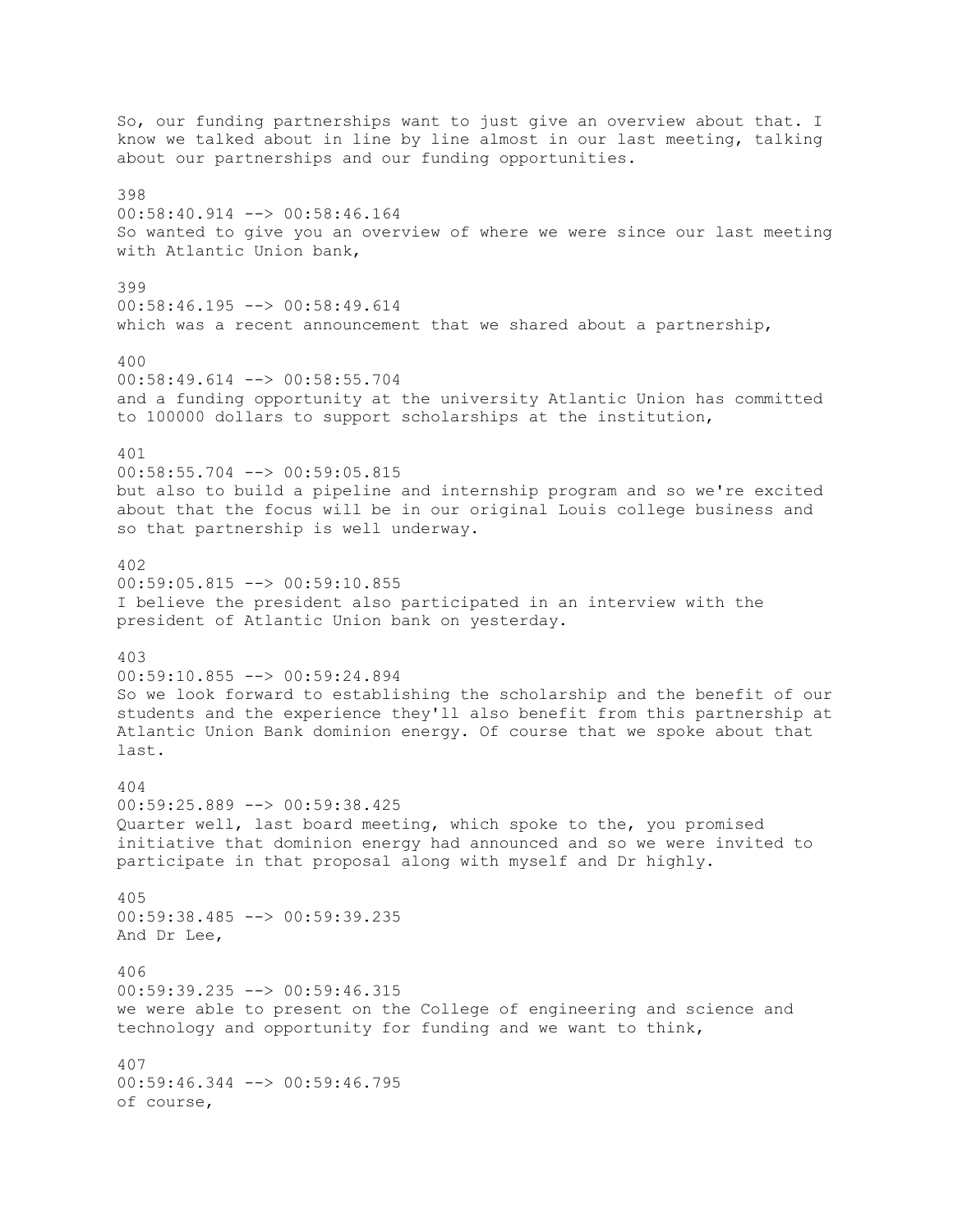So, our funding partnerships want to just give an overview about that. I know we talked about in line by line almost in our last meeting, talking about our partnerships and our funding opportunities.

398
00:58:40.914 --> 00:58:46.164
So wanted to give you an overview of where we were since our last meeting with Atlantic Union bank,

399
00:58:46.195 --> 00:58:49.614
which was a recent announcement that we shared about a partnership,

400
00:58:49.614 --> 00:58:55.704
and a funding opportunity at the university Atlantic Union has committed to 100000 dollars to support scholarships at the institution,

401
00:58:55.704 --> 00:59:05.815
but also to build a pipeline and internship program and so we're excited about that the focus will be in our original Louis college business and so that partnership is well underway.

402
00:59:05.815 --> 00:59:10.855
I believe the president also participated in an interview with the president of Atlantic Union bank on yesterday.

403
00:59:10.855 --> 00:59:24.894
So we look forward to establishing the scholarship and the benefit of our students and the experience they'll also benefit from this partnership at Atlantic Union Bank dominion energy. Of course that we spoke about that last.

404
00:59:25.889 --> 00:59:38.425
Quarter well, last board meeting, which spoke to the, you promised initiative that dominion energy had announced and so we were invited to participate in that proposal along with myself and Dr highly.

405
00:59:38.485 --> 00:59:39.235
And Dr Lee,

406
00:59:39.235 --> 00:59:46.315
we were able to present on the College of engineering and science and technology and opportunity for funding and we want to think,

407
00:59:46.344 --> 00:59:46.795
of course,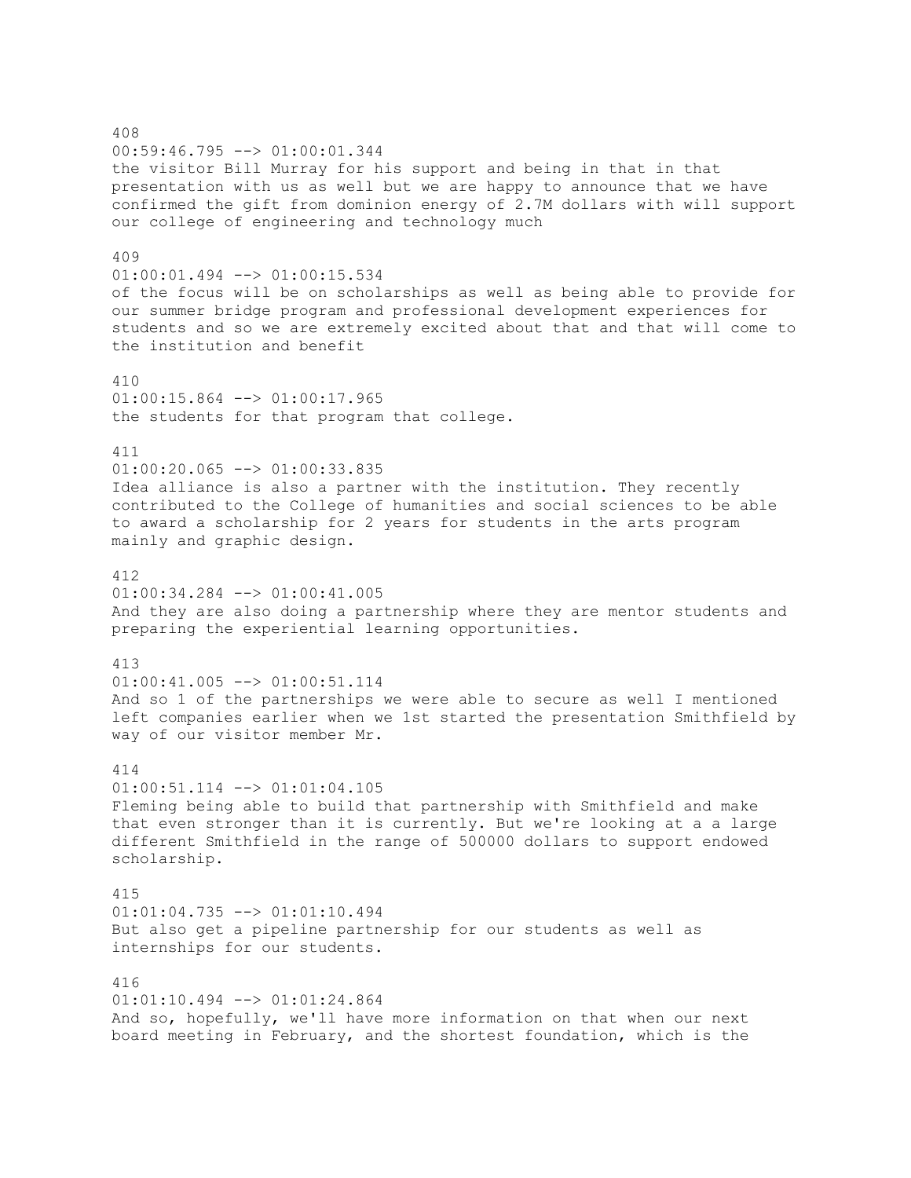408
00:59:46.795 --> 01:00:01.344
the visitor Bill Murray for his support and being in that in that presentation with us as well but we are happy to announce that we have confirmed the gift from dominion energy of 2.7M dollars with will support our college of engineering and technology much

409
01:00:01.494 --> 01:00:15.534
of the focus will be on scholarships as well as being able to provide for our summer bridge program and professional development experiences for students and so we are extremely excited about that and that will come to the institution and benefit

410
01:00:15.864 --> 01:00:17.965
the students for that program that college.

411
01:00:20.065 --> 01:00:33.835
Idea alliance is also a partner with the institution. They recently contributed to the College of humanities and social sciences to be able to award a scholarship for 2 years for students in the arts program mainly and graphic design.

412
01:00:34.284 --> 01:00:41.005
And they are also doing a partnership where they are mentor students and preparing the experiential learning opportunities.

413
01:00:41.005 --> 01:00:51.114
And so 1 of the partnerships we were able to secure as well I mentioned left companies earlier when we 1st started the presentation Smithfield by way of our visitor member Mr.

414
01:00:51.114 --> 01:01:04.105
Fleming being able to build that partnership with Smithfield and make that even stronger than it is currently. But we're looking at a a large different Smithfield in the range of 500000 dollars to support endowed scholarship.

415
01:01:04.735 --> 01:01:10.494
But also get a pipeline partnership for our students as well as internships for our students.

416
01:01:10.494 --> 01:01:24.864
And so, hopefully, we'll have more information on that when our next board meeting in February, and the shortest foundation, which is the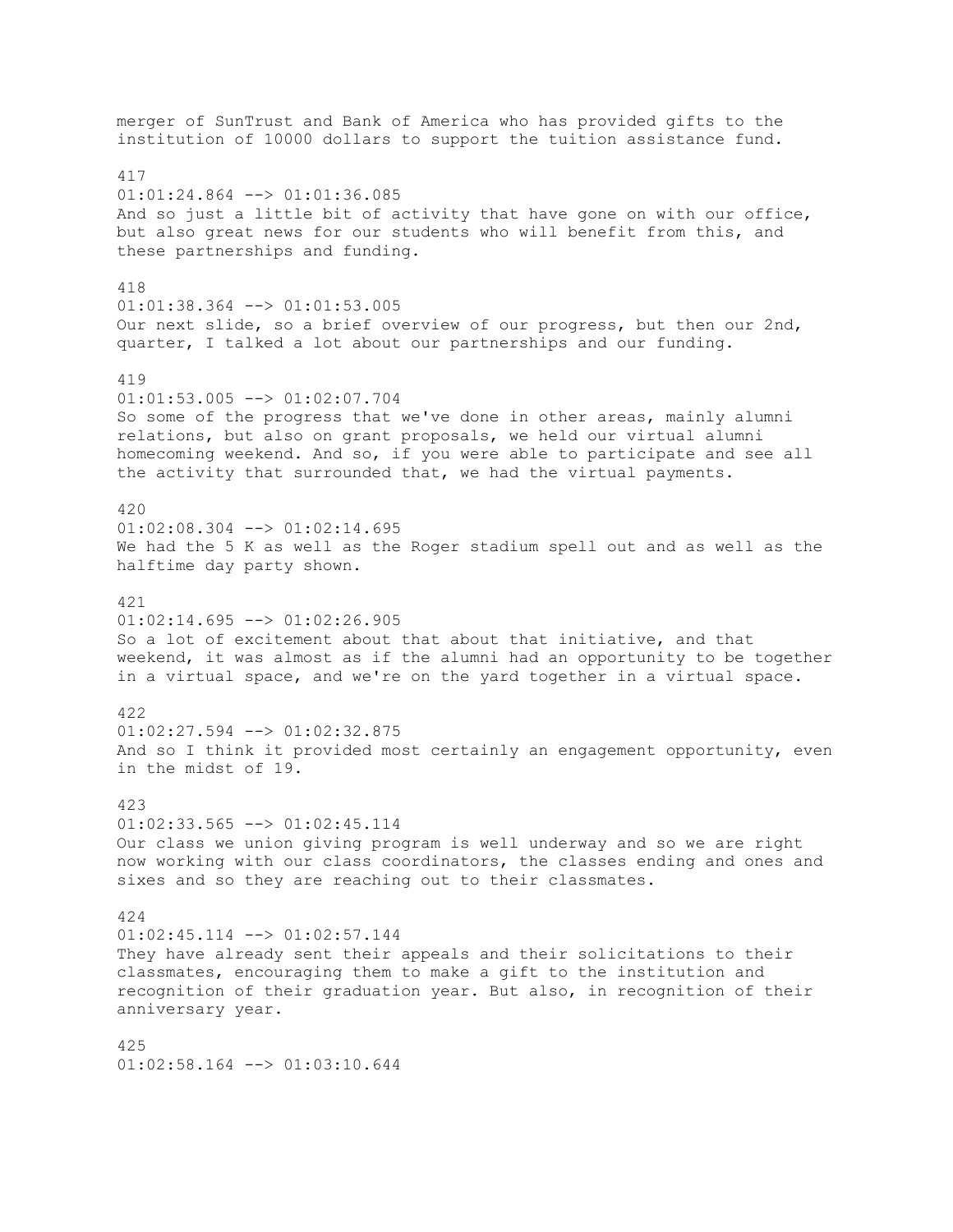merger of SunTrust and Bank of America who has provided gifts to the institution of 10000 dollars to support the tuition assistance fund.

417
01:01:24.864 --> 01:01:36.085
And so just a little bit of activity that have gone on with our office, but also great news for our students who will benefit from this, and these partnerships and funding.

418
01:01:38.364 --> 01:01:53.005
Our next slide, so a brief overview of our progress, but then our 2nd, quarter, I talked a lot about our partnerships and our funding.

419
01:01:53.005 --> 01:02:07.704
So some of the progress that we've done in other areas, mainly alumni relations, but also on grant proposals, we held our virtual alumni homecoming weekend. And so, if you were able to participate and see all the activity that surrounded that, we had the virtual payments.

420
01:02:08.304 --> 01:02:14.695
We had the 5 K as well as the Roger stadium spell out and as well as the halftime day party shown.

421
01:02:14.695 --> 01:02:26.905
So a lot of excitement about that about that initiative, and that weekend, it was almost as if the alumni had an opportunity to be together in a virtual space, and we're on the yard together in a virtual space.

422
01:02:27.594 --> 01:02:32.875
And so I think it provided most certainly an engagement opportunity, even in the midst of 19.

423
01:02:33.565 --> 01:02:45.114
Our class we union giving program is well underway and so we are right now working with our class coordinators, the classes ending and ones and sixes and so they are reaching out to their classmates.

424
01:02:45.114 --> 01:02:57.144
They have already sent their appeals and their solicitations to their classmates, encouraging them to make a gift to the institution and recognition of their graduation year. But also, in recognition of their anniversary year.

425
01:02:58.164 --> 01:03:10.644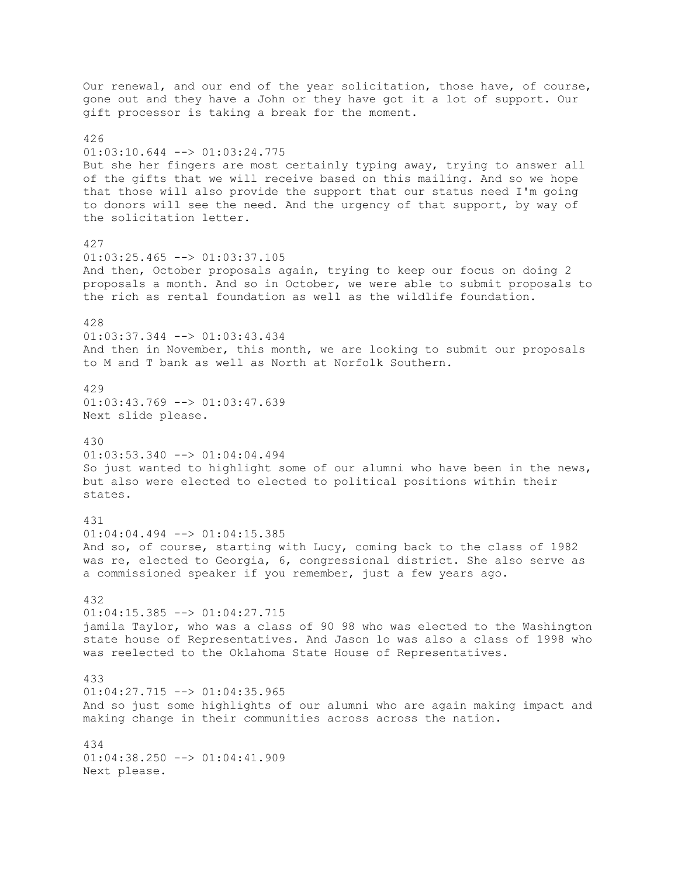Our renewal, and our end of the year solicitation, those have, of course, gone out and they have a John or they have got it a lot of support. Our gift processor is taking a break for the moment.

426
01:03:10.644 --> 01:03:24.775
But she her fingers are most certainly typing away, trying to answer all of the gifts that we will receive based on this mailing. And so we hope that those will also provide the support that our status need I'm going to donors will see the need. And the urgency of that support, by way of the solicitation letter.

427
01:03:25.465 --> 01:03:37.105
And then, October proposals again, trying to keep our focus on doing 2 proposals a month. And so in October, we were able to submit proposals to the rich as rental foundation as well as the wildlife foundation.

428
01:03:37.344 --> 01:03:43.434
And then in November, this month, we are looking to submit our proposals to M and T bank as well as North at Norfolk Southern.

429
01:03:43.769 --> 01:03:47.639
Next slide please.

430
01:03:53.340 --> 01:04:04.494
So just wanted to highlight some of our alumni who have been in the news, but also were elected to elected to political positions within their states.

431
01:04:04.494 --> 01:04:15.385
And so, of course, starting with Lucy, coming back to the class of 1982 was re, elected to Georgia, 6, congressional district. She also serve as a commissioned speaker if you remember, just a few years ago.

432
01:04:15.385 --> 01:04:27.715
jamila Taylor, who was a class of 90 98 who was elected to the Washington state house of Representatives. And Jason lo was also a class of 1998 who was reelected to the Oklahoma State House of Representatives.

433
01:04:27.715 --> 01:04:35.965
And so just some highlights of our alumni who are again making impact and making change in their communities across across the nation.

434
01:04:38.250 --> 01:04:41.909
Next please.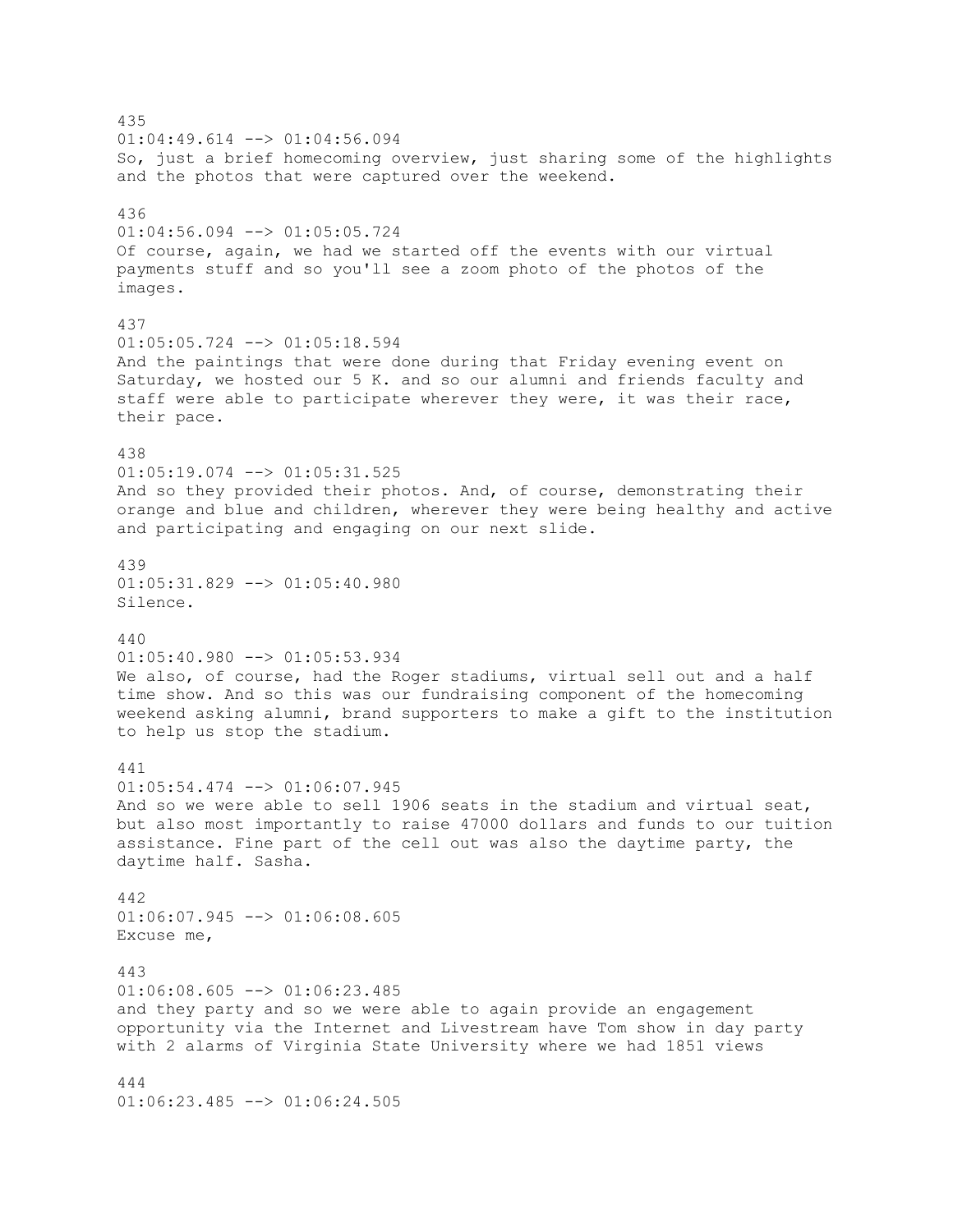435
01:04:49.614 --> 01:04:56.094
So, just a brief homecoming overview, just sharing some of the highlights and the photos that were captured over the weekend.

436
01:04:56.094 --> 01:05:05.724
Of course, again, we had we started off the events with our virtual payments stuff and so you'll see a zoom photo of the photos of the images.

437
01:05:05.724 --> 01:05:18.594
And the paintings that were done during that Friday evening event on Saturday, we hosted our 5 K. and so our alumni and friends faculty and staff were able to participate wherever they were, it was their race, their pace.

438
01:05:19.074 --> 01:05:31.525
And so they provided their photos. And, of course, demonstrating their orange and blue and children, wherever they were being healthy and active and participating and engaging on our next slide.

439
01:05:31.829 --> 01:05:40.980
Silence.

440
01:05:40.980 --> 01:05:53.934
We also, of course, had the Roger stadiums, virtual sell out and a half time show. And so this was our fundraising component of the homecoming weekend asking alumni, brand supporters to make a gift to the institution to help us stop the stadium.

441
01:05:54.474 --> 01:06:07.945
And so we were able to sell 1906 seats in the stadium and virtual seat, but also most importantly to raise 47000 dollars and funds to our tuition assistance. Fine part of the cell out was also the daytime party, the daytime half. Sasha.

442
01:06:07.945 --> 01:06:08.605
Excuse me,

443
01:06:08.605 --> 01:06:23.485
and they party and so we were able to again provide an engagement opportunity via the Internet and Livestream have Tom show in day party with 2 alarms of Virginia State University where we had 1851 views

444
01:06:23.485 --> 01:06:24.505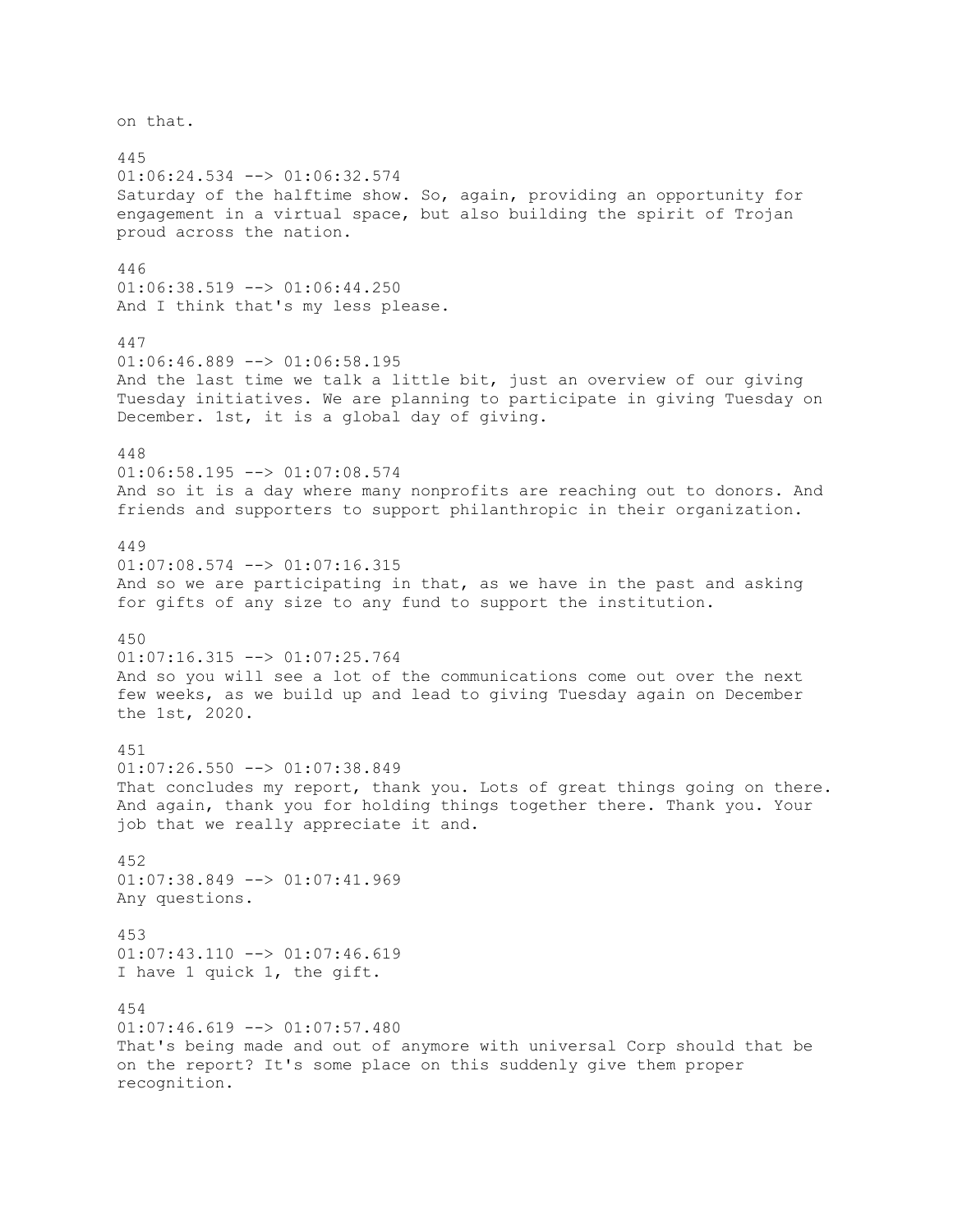on that.

445
01:06:24.534 --> 01:06:32.574
Saturday of the halftime show. So, again, providing an opportunity for engagement in a virtual space, but also building the spirit of Trojan proud across the nation.

446
01:06:38.519 --> 01:06:44.250
And I think that's my less please.

447
01:06:46.889 --> 01:06:58.195
And the last time we talk a little bit, just an overview of our giving Tuesday initiatives. We are planning to participate in giving Tuesday on December. 1st, it is a global day of giving.

448
01:06:58.195 --> 01:07:08.574
And so it is a day where many nonprofits are reaching out to donors. And friends and supporters to support philanthropic in their organization.

449
01:07:08.574 --> 01:07:16.315
And so we are participating in that, as we have in the past and asking for gifts of any size to any fund to support the institution.

450
01:07:16.315 --> 01:07:25.764
And so you will see a lot of the communications come out over the next few weeks, as we build up and lead to giving Tuesday again on December the 1st, 2020.

451
01:07:26.550 --> 01:07:38.849
That concludes my report, thank you. Lots of great things going on there. And again, thank you for holding things together there. Thank you. Your job that we really appreciate it and.

452
01:07:38.849 --> 01:07:41.969
Any questions.

453
01:07:43.110 --> 01:07:46.619
I have 1 quick 1, the gift.

454
01:07:46.619 --> 01:07:57.480
That's being made and out of anymore with universal Corp should that be on the report? It's some place on this suddenly give them proper recognition.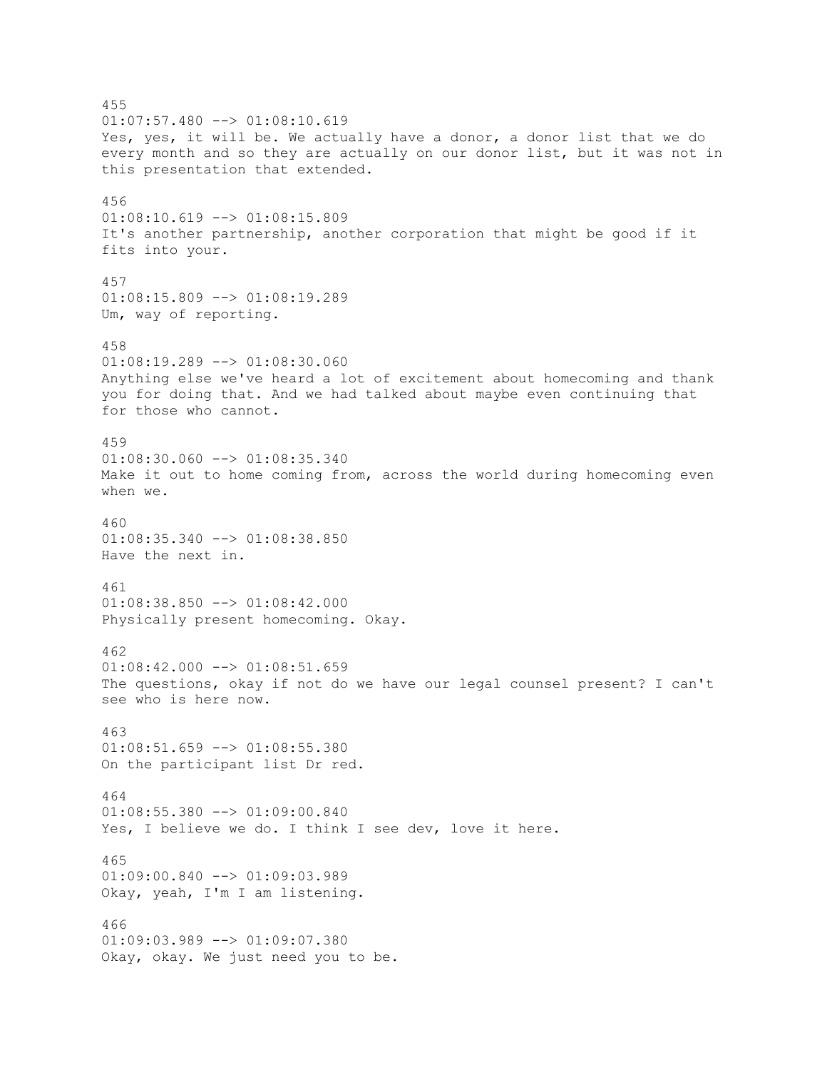455
01:07:57.480 --> 01:08:10.619
Yes, yes, it will be. We actually have a donor, a donor list that we do every month and so they are actually on our donor list, but it was not in this presentation that extended.

456
01:08:10.619 --> 01:08:15.809
It's another partnership, another corporation that might be good if it fits into your.

457
01:08:15.809 --> 01:08:19.289
Um, way of reporting.

458
01:08:19.289 --> 01:08:30.060
Anything else we've heard a lot of excitement about homecoming and thank you for doing that. And we had talked about maybe even continuing that for those who cannot.

459
01:08:30.060 --> 01:08:35.340
Make it out to home coming from, across the world during homecoming even when we.

460
01:08:35.340 --> 01:08:38.850
Have the next in.

461
01:08:38.850 --> 01:08:42.000
Physically present homecoming. Okay.

462
01:08:42.000 --> 01:08:51.659
The questions, okay if not do we have our legal counsel present? I can't see who is here now.

463
01:08:51.659 --> 01:08:55.380
On the participant list Dr red.

464
01:08:55.380 --> 01:09:00.840
Yes, I believe we do. I think I see dev, love it here.

465
01:09:00.840 --> 01:09:03.989
Okay, yeah, I'm I am listening.

466
01:09:03.989 --> 01:09:07.380
Okay, okay. We just need you to be.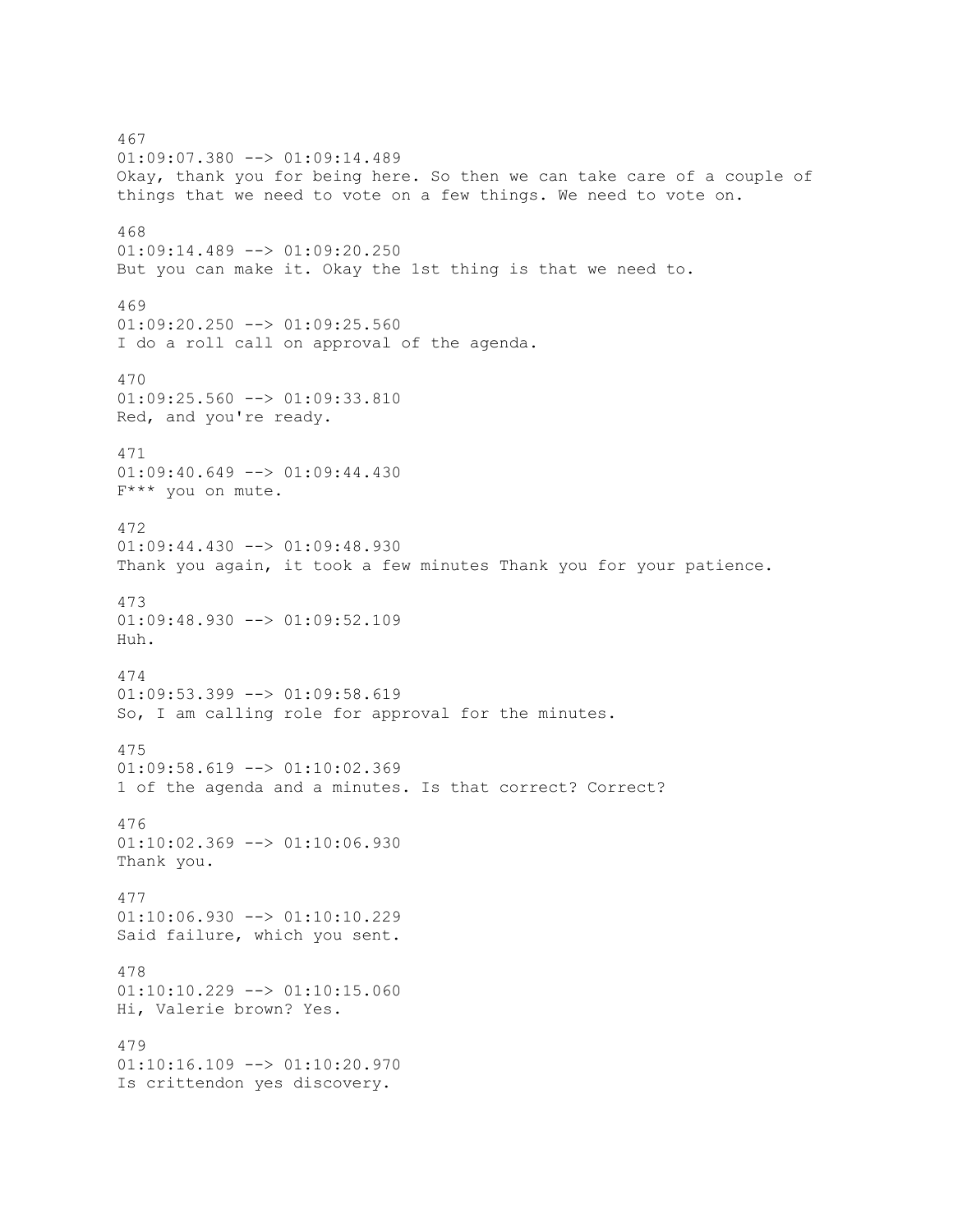467
01:09:07.380 --> 01:09:14.489
Okay, thank you for being here. So then we can take care of a couple of things that we need to vote on a few things. We need to vote on.

468
01:09:14.489 --> 01:09:20.250
But you can make it. Okay the 1st thing is that we need to.

469
01:09:20.250 --> 01:09:25.560
I do a roll call on approval of the agenda.

470
01:09:25.560 --> 01:09:33.810
Red, and you're ready.

471
01:09:40.649 --> 01:09:44.430
F*** you on mute.

472
01:09:44.430 --> 01:09:48.930
Thank you again, it took a few minutes Thank you for your patience.

473
01:09:48.930 --> 01:09:52.109
Huh.

474
01:09:53.399 --> 01:09:58.619
So, I am calling role for approval for the minutes.

475
01:09:58.619 --> 01:10:02.369
1 of the agenda and a minutes. Is that correct? Correct?

476
01:10:02.369 --> 01:10:06.930
Thank you.

477
01:10:06.930 --> 01:10:10.229
Said failure, which you sent.

478
01:10:10.229 --> 01:10:15.060
Hi, Valerie brown? Yes.

479
01:10:16.109 --> 01:10:20.970
Is crittendon yes discovery.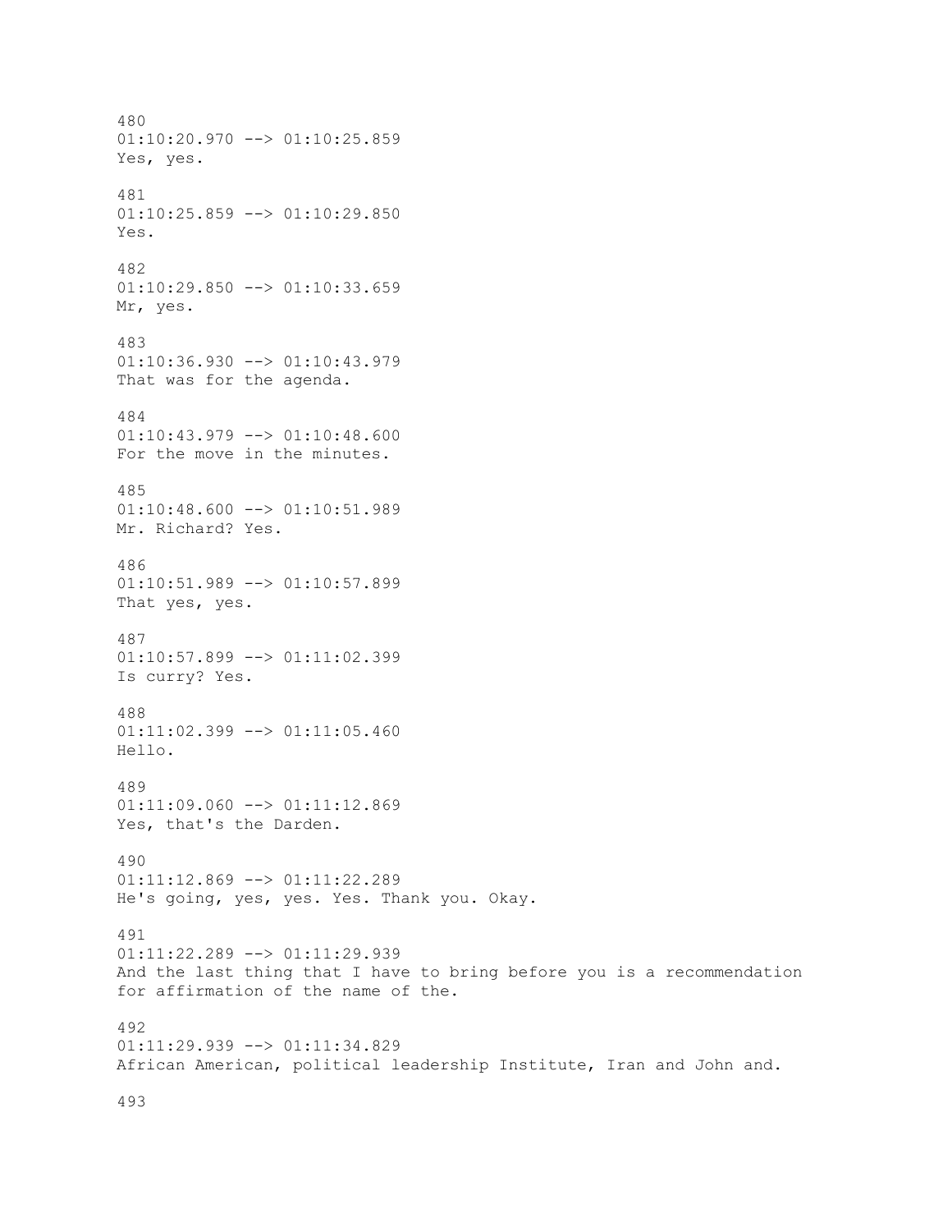480
01:10:20.970 --> 01:10:25.859
Yes, yes.

481
01:10:25.859 --> 01:10:29.850
Yes.

482
01:10:29.850 --> 01:10:33.659
Mr, yes.

483
01:10:36.930 --> 01:10:43.979
That was for the agenda.

484
01:10:43.979 --> 01:10:48.600
For the move in the minutes.

485
01:10:48.600 --> 01:10:51.989
Mr. Richard? Yes.

486
01:10:51.989 --> 01:10:57.899
That yes, yes.

487
01:10:57.899 --> 01:11:02.399
Is curry? Yes.

488
01:11:02.399 --> 01:11:05.460
Hello.

489
01:11:09.060 --> 01:11:12.869
Yes, that's the Darden.

490
01:11:12.869 --> 01:11:22.289
He's going, yes, yes. Yes. Thank you. Okay.

491
01:11:22.289 --> 01:11:29.939
And the last thing that I have to bring before you is a recommendation for affirmation of the name of the.

492
01:11:29.939 --> 01:11:34.829
African American, political leadership Institute, Iran and John and.

493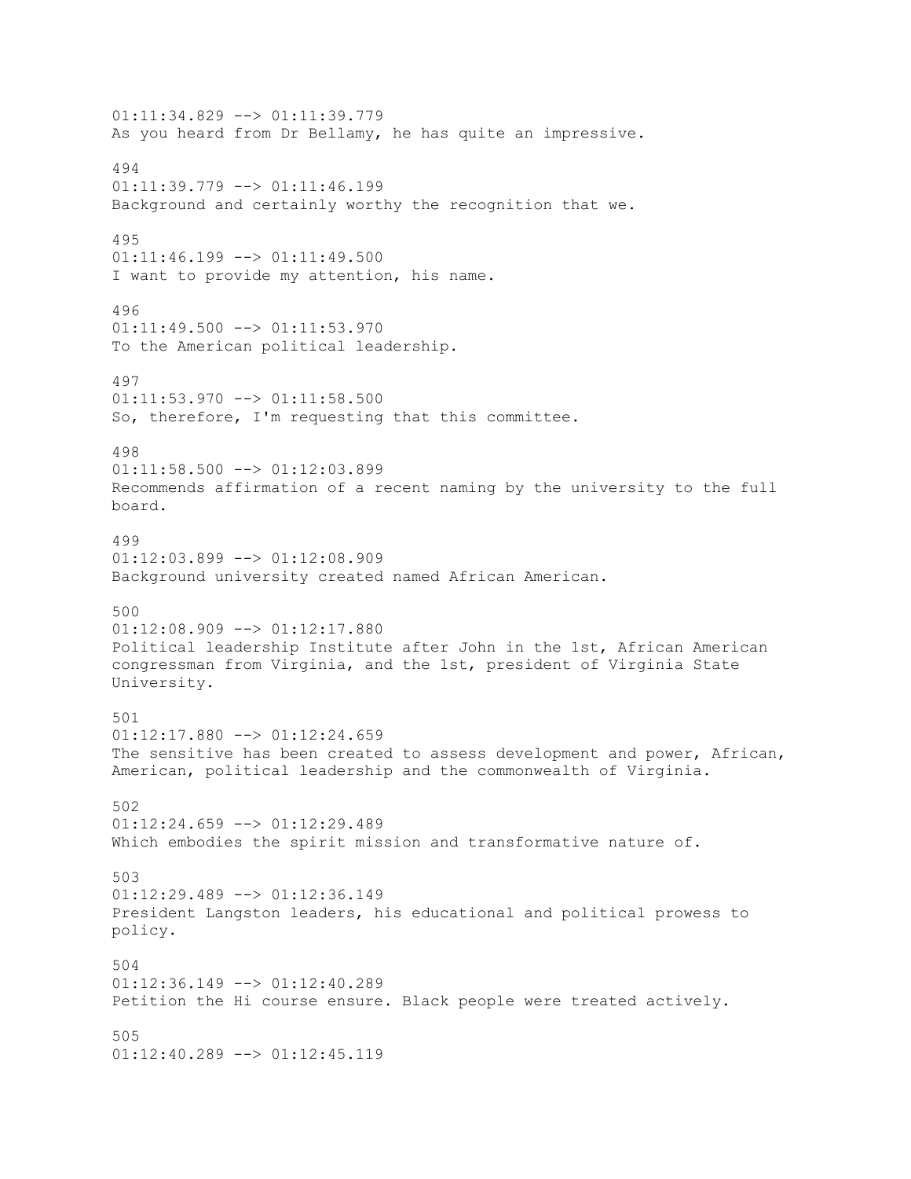01:11:34.829 --> 01:11:39.779
As you heard from Dr Bellamy, he has quite an impressive.

494
01:11:39.779 --> 01:11:46.199
Background and certainly worthy the recognition that we.

495
01:11:46.199 --> 01:11:49.500
I want to provide my attention, his name.

496
01:11:49.500 --> 01:11:53.970
To the American political leadership.

497
01:11:53.970 --> 01:11:58.500
So, therefore, I'm requesting that this committee.

498
01:11:58.500 --> 01:12:03.899
Recommends affirmation of a recent naming by the university to the full board.

499
01:12:03.899 --> 01:12:08.909
Background university created named African American.

500
01:12:08.909 --> 01:12:17.880
Political leadership Institute after John in the 1st, African American congressman from Virginia, and the 1st, president of Virginia State University.

501
01:12:17.880 --> 01:12:24.659
The sensitive has been created to assess development and power, African, American, political leadership and the commonwealth of Virginia.

502
01:12:24.659 --> 01:12:29.489
Which embodies the spirit mission and transformative nature of.

503
01:12:29.489 --> 01:12:36.149
President Langston leaders, his educational and political prowess to policy.

504
01:12:36.149 --> 01:12:40.289
Petition the Hi course ensure. Black people were treated actively.

505
01:12:40.289 --> 01:12:45.119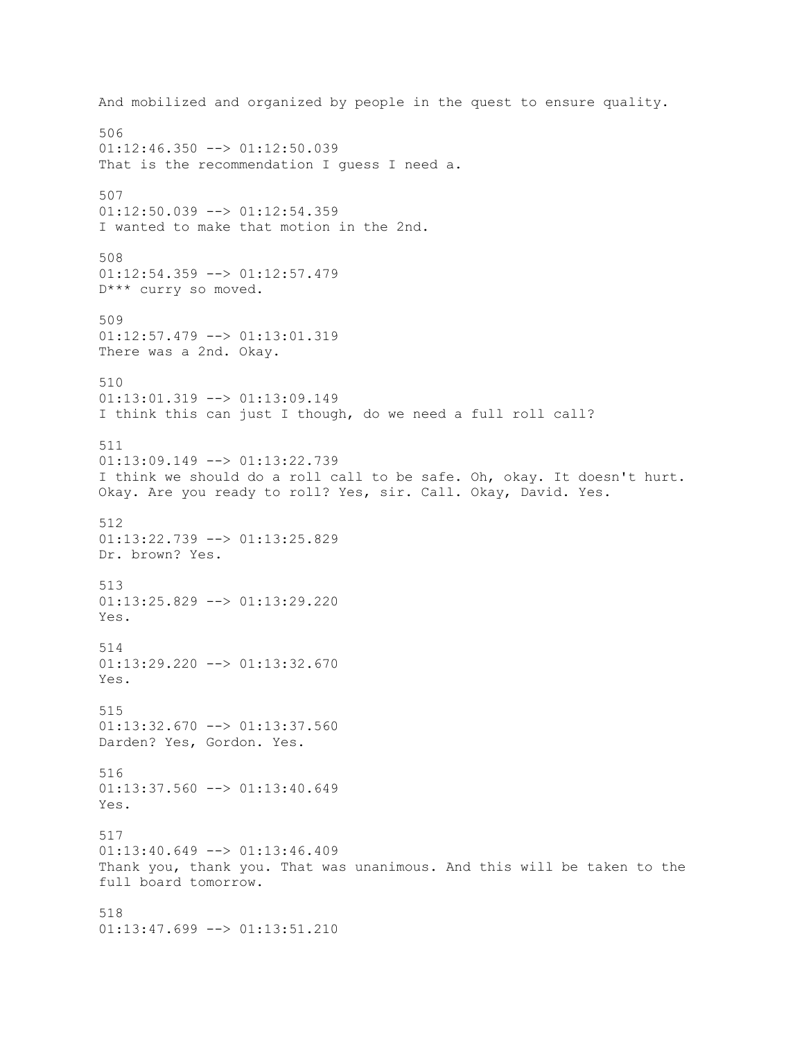And mobilized and organized by people in the quest to ensure quality.

506
01:12:46.350 --> 01:12:50.039
That is the recommendation I guess I need a.

507
01:12:50.039 --> 01:12:54.359
I wanted to make that motion in the 2nd.

508
01:12:54.359 --> 01:12:57.479
D*** curry so moved.

509
01:12:57.479 --> 01:13:01.319
There was a 2nd. Okay.

510
01:13:01.319 --> 01:13:09.149
I think this can just I though, do we need a full roll call?

511
01:13:09.149 --> 01:13:22.739
I think we should do a roll call to be safe. Oh, okay. It doesn't hurt. Okay. Are you ready to roll? Yes, sir. Call. Okay, David. Yes.

512
01:13:22.739 --> 01:13:25.829
Dr. brown? Yes.

513
01:13:25.829 --> 01:13:29.220
Yes.

514
01:13:29.220 --> 01:13:32.670
Yes.

515
01:13:32.670 --> 01:13:37.560
Darden? Yes, Gordon. Yes.

516
01:13:37.560 --> 01:13:40.649
Yes.

517
01:13:40.649 --> 01:13:46.409
Thank you, thank you. That was unanimous. And this will be taken to the full board tomorrow.

518
01:13:47.699 --> 01:13:51.210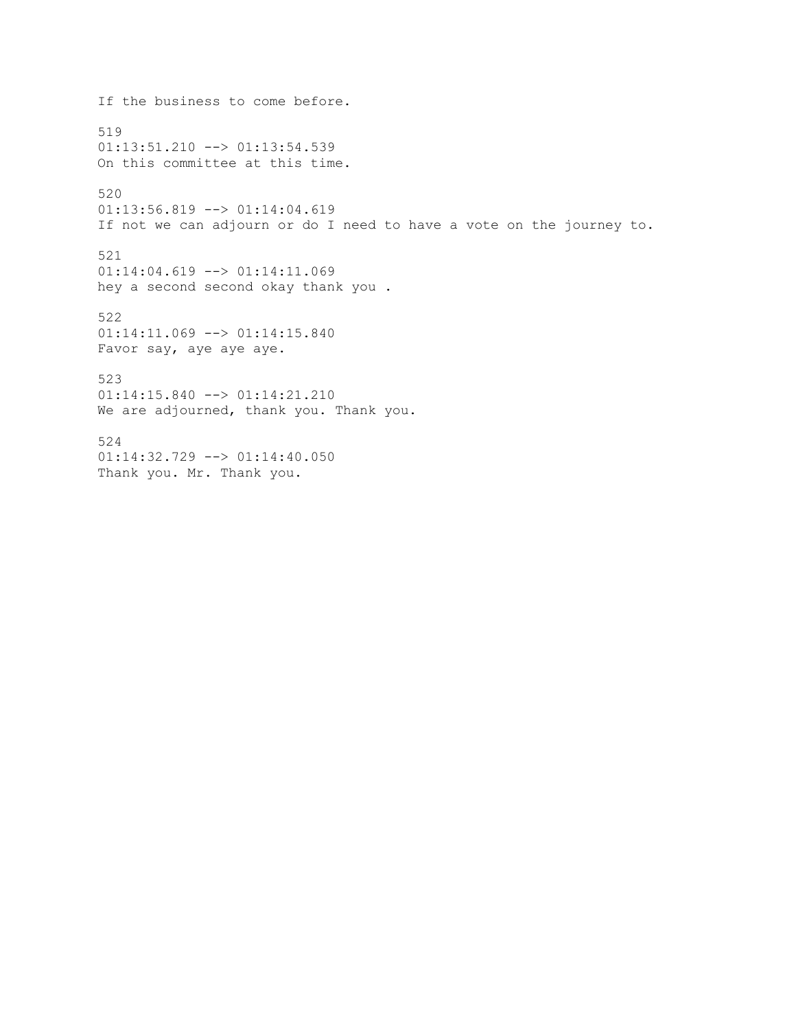If the business to come before.

519
01:13:51.210 --> 01:13:54.539
On this committee at this time.

520
01:13:56.819 --> 01:14:04.619
If not we can adjourn or do I need to have a vote on the journey to.

521
01:14:04.619 --> 01:14:11.069
hey a second second okay thank you .

522
01:14:11.069 --> 01:14:15.840
Favor say, aye aye aye.

523
01:14:15.840 --> 01:14:21.210
We are adjourned, thank you. Thank you.

524
01:14:32.729 --> 01:14:40.050
Thank you. Mr. Thank you.